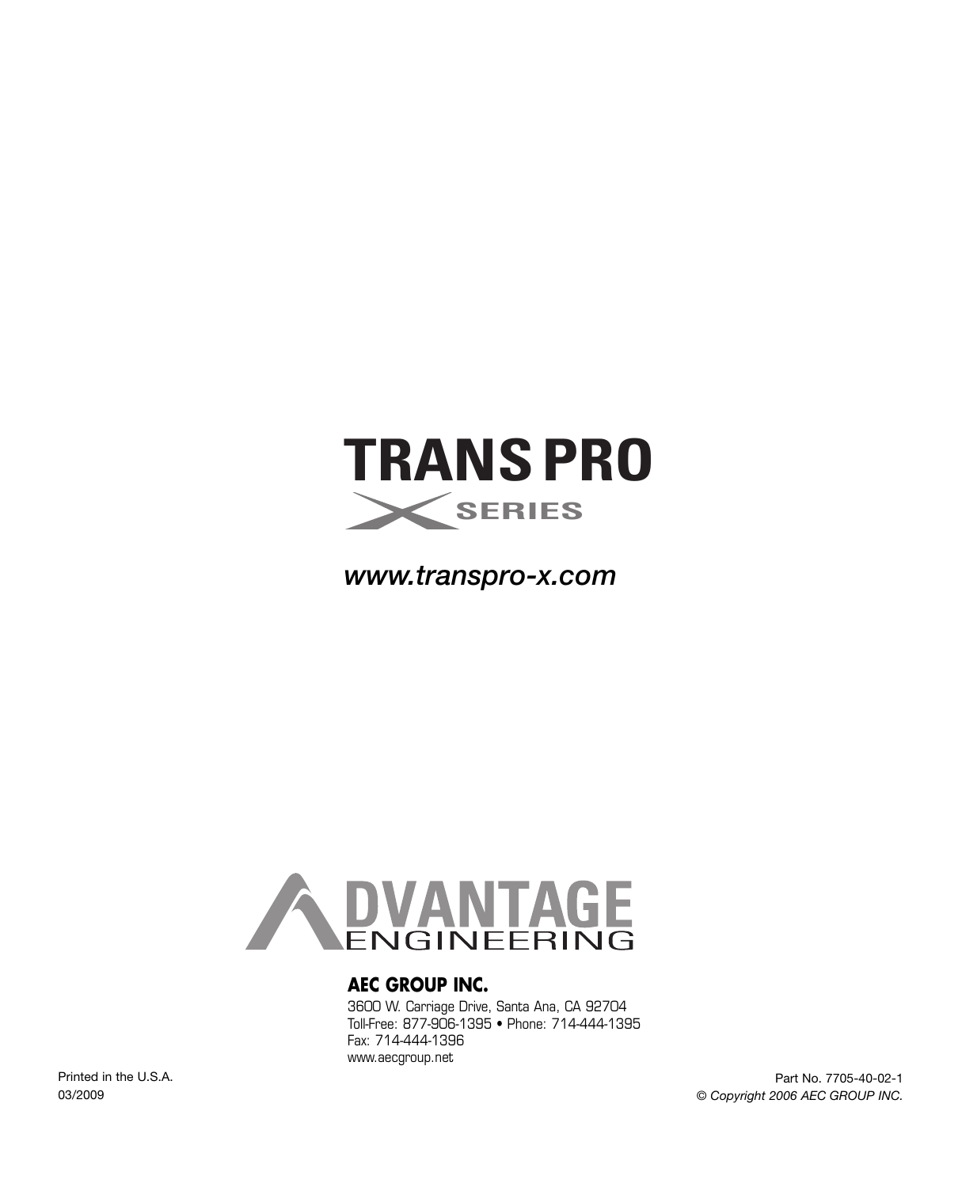# TRANS PRO

SERIES

*www.transpro-x.com*

**ADVANTAGE ENGINEERING**

**AEC GROUP INC.**

3600 W. Carriage Drive, Santa Ana, CA 92704
Toll-Free: 877-906-1395 • Phone: 714-444-1395
Fax: 714-444-1396
www.aecgroup.net

Printed in the U.S.A.
03/2009

Part No. 7705-40-02-1
*© Copyright 2006 AEC GROUP INC.*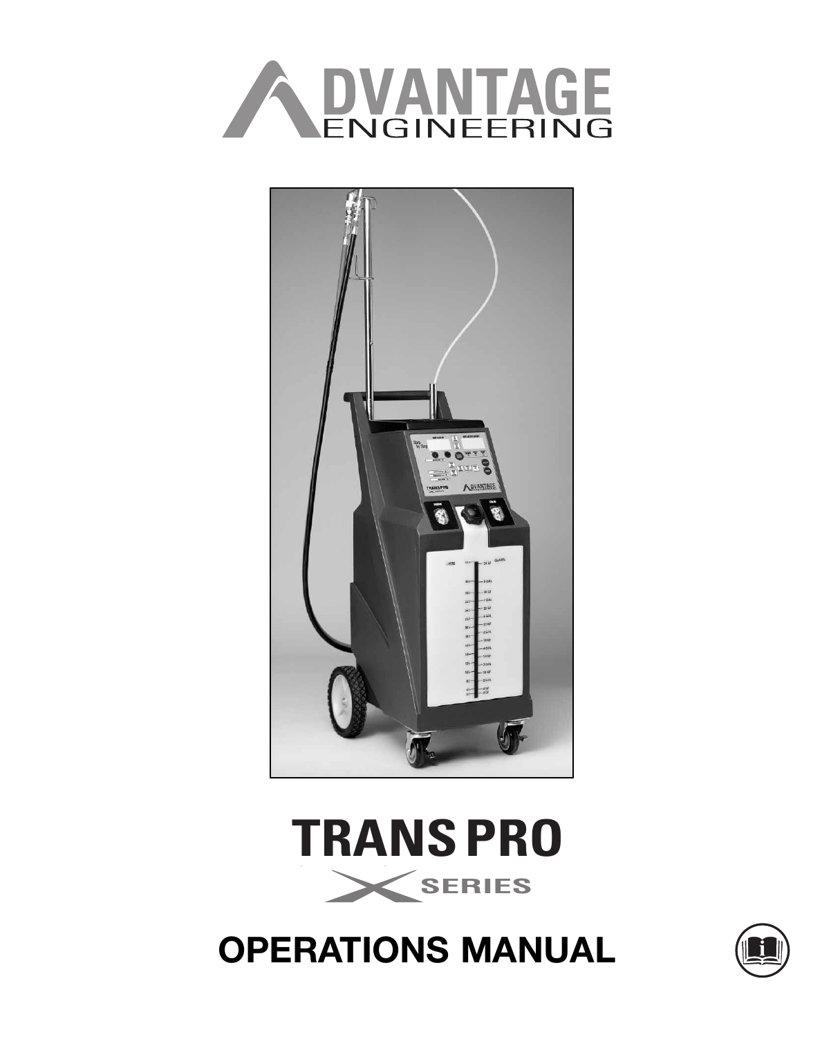# ADVANTAGE ENGINEERING

# TRANS PRO

## X SERIES

# OPERATIONS MANUAL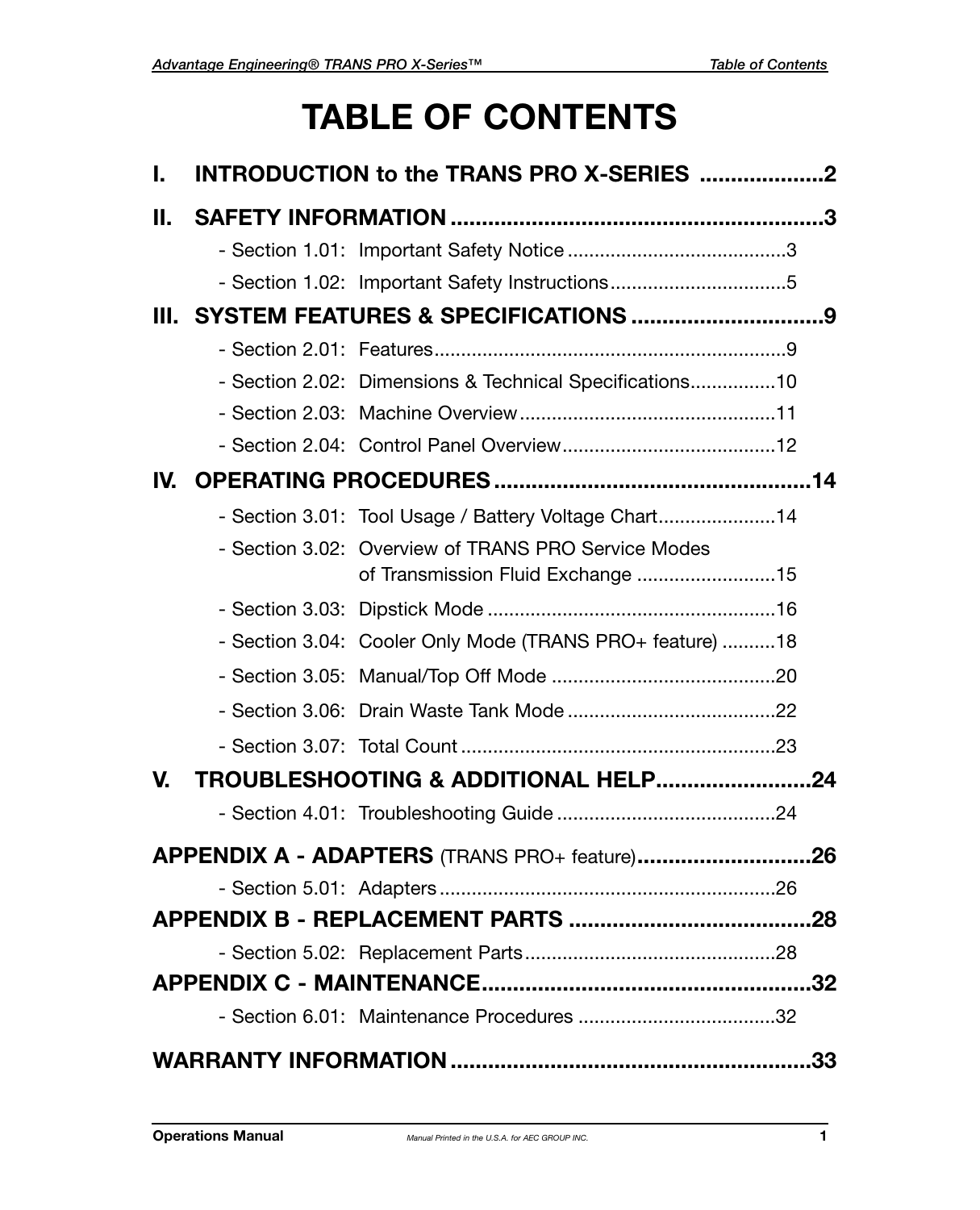# TABLE OF CONTENTS

**I. INTRODUCTION to the TRANS PRO X-SERIES .................... 2**

**II. SAFETY INFORMATION ........................................................... 3**

- Section 1.01: Important Safety Notice ......................................... 3
- Section 1.02: Important Safety Instructions ................................. 5

**III. SYSTEM FEATURES & SPECIFICATIONS .............................. 9**

- Section 2.01: Features ................................................................. 9
- Section 2.02: Dimensions & Technical Specifications ................ 10
- Section 2.03: Machine Overview ................................................ 11
- Section 2.04: Control Panel Overview ........................................ 12

**IV. OPERATING PROCEDURES ................................................... 14**

- Section 3.01: Tool Usage / Battery Voltage Chart ...................... 14
- Section 3.02: Overview of TRANS PRO Service Modes of Transmission Fluid Exchange .......................... 15
- Section 3.03: Dipstick Mode ...................................................... 16
- Section 3.04: Cooler Only Mode (TRANS PRO+ feature) .......... 18
- Section 3.05: Manual/Top Off Mode .......................................... 20
- Section 3.06: Drain Waste Tank Mode ........................................ 22
- Section 3.07: Total Count ........................................................... 23

**V. TROUBLESHOOTING & ADDITIONAL HELP ......................... 24**

- Section 4.01: Troubleshooting Guide ......................................... 24

**APPENDIX A - ADAPTERS** (TRANS PRO+ feature) **............................ 26**

- Section 5.01: Adapters ............................................................... 26

**APPENDIX B - REPLACEMENT PARTS ....................................... 28**

- Section 5.02: Replacement Parts ............................................... 28

**APPENDIX C - MAINTENANCE ..................................................... 32**

- Section 6.01: Maintenance Procedures ..................................... 32

**WARRANTY INFORMATION ......................................................... 33**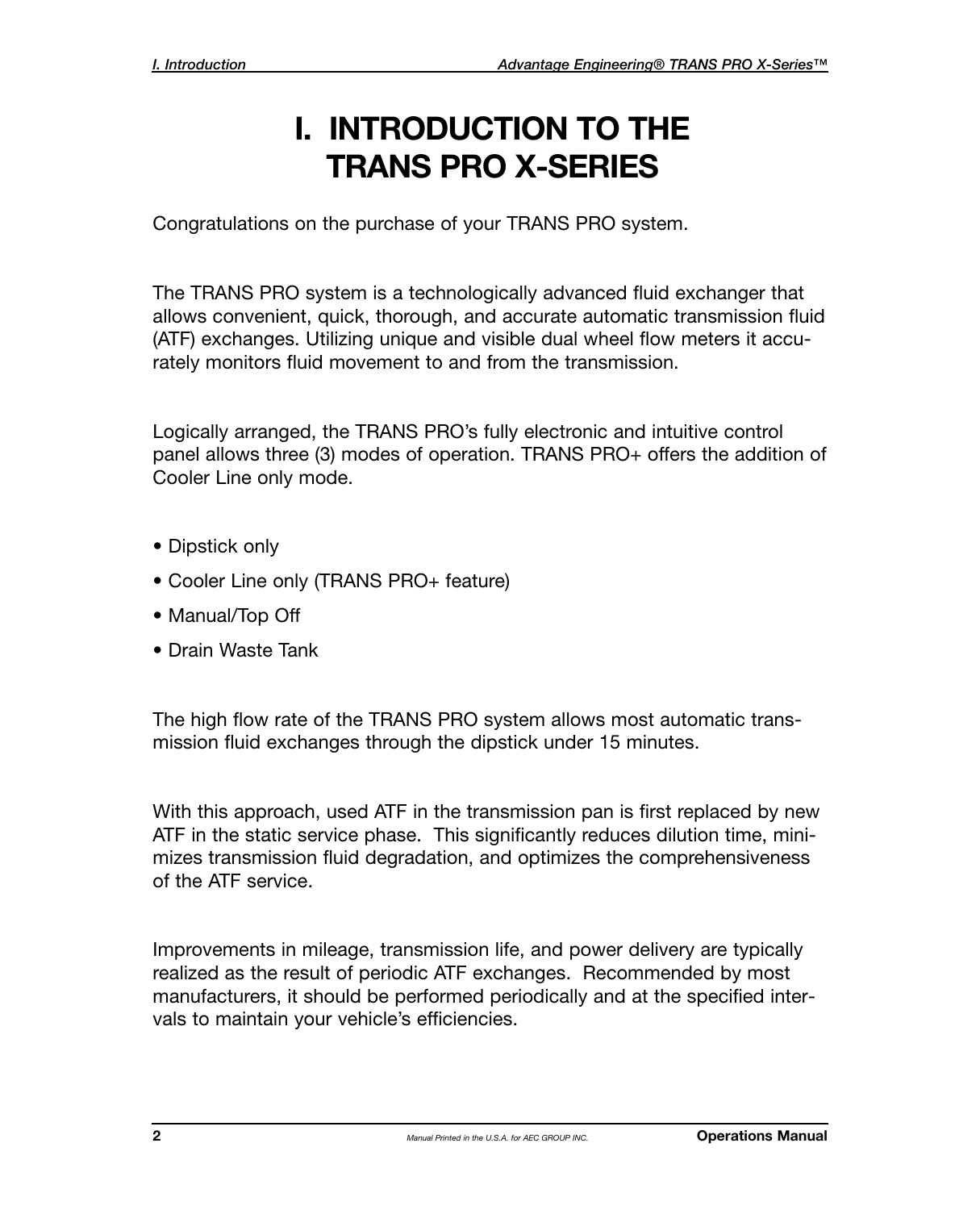# I. INTRODUCTION TO THE TRANS PRO X-SERIES

Congratulations on the purchase of your TRANS PRO system.

The TRANS PRO system is a technologically advanced fluid exchanger that allows convenient, quick, thorough, and accurate automatic transmission fluid (ATF) exchanges. Utilizing unique and visible dual wheel flow meters it accurately monitors fluid movement to and from the transmission.

Logically arranged, the TRANS PRO's fully electronic and intuitive control panel allows three (3) modes of operation. TRANS PRO+ offers the addition of Cooler Line only mode.

- Dipstick only
- Cooler Line only (TRANS PRO+ feature)
- Manual/Top Off
- Drain Waste Tank

The high flow rate of the TRANS PRO system allows most automatic transmission fluid exchanges through the dipstick under 15 minutes.

With this approach, used ATF in the transmission pan is first replaced by new ATF in the static service phase. This significantly reduces dilution time, minimizes transmission fluid degradation, and optimizes the comprehensiveness of the ATF service.

Improvements in mileage, transmission life, and power delivery are typically realized as the result of periodic ATF exchanges. Recommended by most manufacturers, it should be performed periodically and at the specified intervals to maintain your vehicle's efficiencies.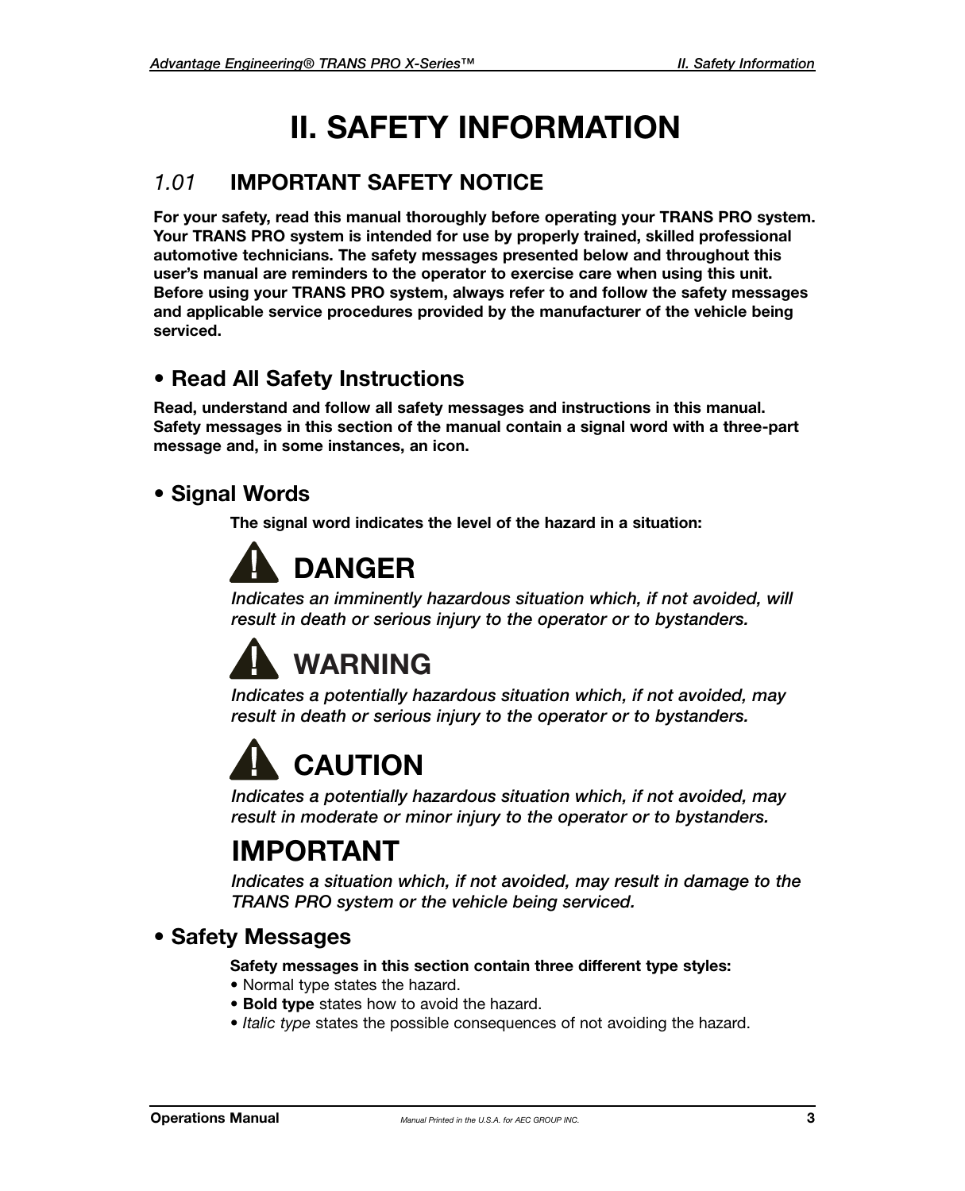# II. SAFETY INFORMATION

## *1.01* IMPORTANT SAFETY NOTICE

**For your safety, read this manual thoroughly before operating your TRANS PRO system. Your TRANS PRO system is intended for use by properly trained, skilled professional automotive technicians. The safety messages presented below and throughout this user's manual are reminders to the operator to exercise care when using this unit. Before using your TRANS PRO system, always refer to and follow the safety messages and applicable service procedures provided by the manufacturer of the vehicle being serviced.**

### • Read All Safety Instructions

**Read, understand and follow all safety messages and instructions in this manual. Safety messages in this section of the manual contain a signal word with a three-part message and, in some instances, an icon.**

### • Signal Words

**The signal word indicates the level of the hazard in a situation:**

## ⚠ DANGER

*Indicates an imminently hazardous situation which, if not avoided, will result in death or serious injury to the operator or to bystanders.*

## ⚠ WARNING

*Indicates a potentially hazardous situation which, if not avoided, may result in death or serious injury to the operator or to bystanders.*

## ⚠ CAUTION

*Indicates a potentially hazardous situation which, if not avoided, may result in moderate or minor injury to the operator or to bystanders.*

## IMPORTANT

*Indicates a situation which, if not avoided, may result in damage to the TRANS PRO system or the vehicle being serviced.*

### • Safety Messages

**Safety messages in this section contain three different type styles:**

- Normal type states the hazard.
- **Bold type** states how to avoid the hazard.
- *Italic type* states the possible consequences of not avoiding the hazard.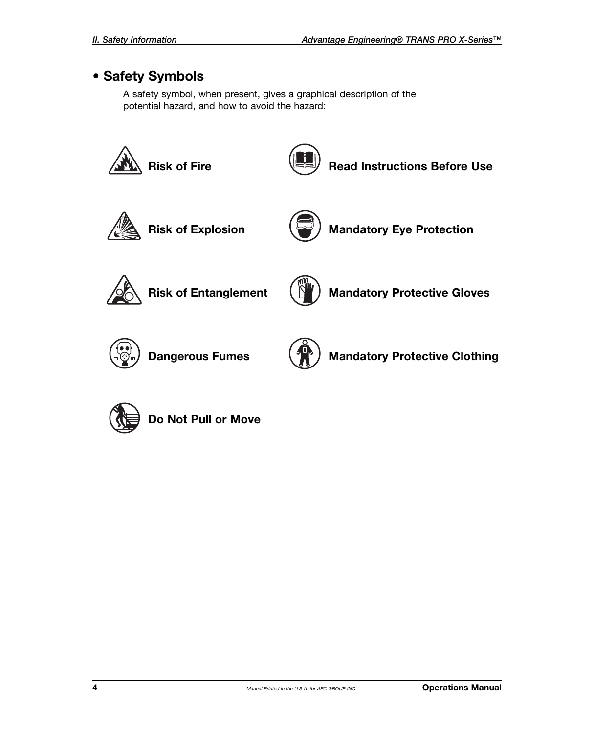## • Safety Symbols

A safety symbol, when present, gives a graphical description of the potential hazard, and how to avoid the hazard:

**Risk of Fire**

**Read Instructions Before Use**

**Risk of Explosion**

**Mandatory Eye Protection**

**Risk of Entanglement**

**Mandatory Protective Gloves**

**Dangerous Fumes**

**Mandatory Protective Clothing**

**Do Not Pull or Move**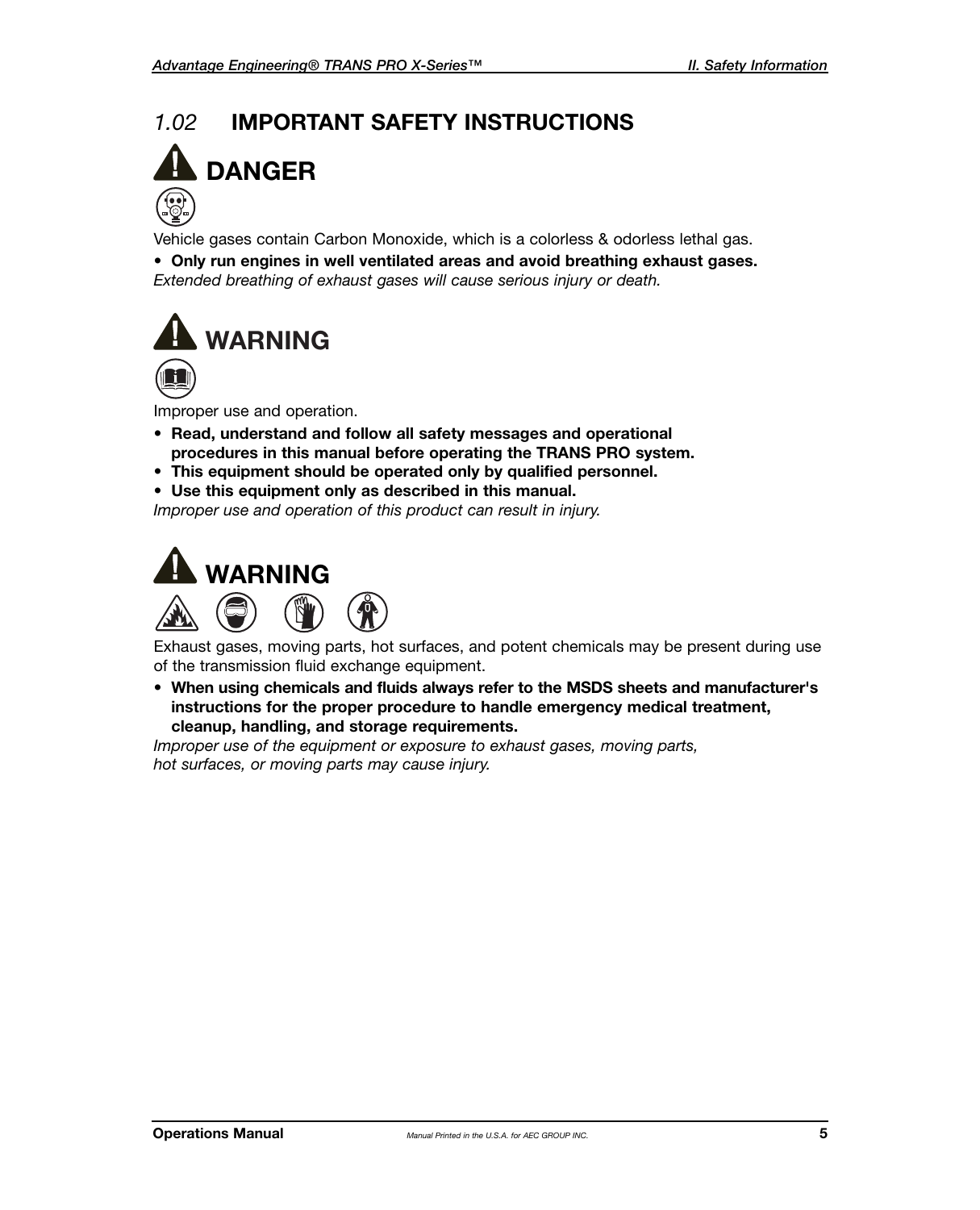## 1.02 IMPORTANT SAFETY INSTRUCTIONS

### DANGER

Vehicle gases contain Carbon Monoxide, which is a colorless & odorless lethal gas.

- **Only run engines in well ventilated areas and avoid breathing exhaust gases.**

*Extended breathing of exhaust gases will cause serious injury or death.*

### WARNING

Improper use and operation.

- **Read, understand and follow all safety messages and operational procedures in this manual before operating the TRANS PRO system.**
- **This equipment should be operated only by qualified personnel.**
- **Use this equipment only as described in this manual.**

*Improper use and operation of this product can result in injury.*

### WARNING

Exhaust gases, moving parts, hot surfaces, and potent chemicals may be present during use of the transmission fluid exchange equipment.

- **When using chemicals and fluids always refer to the MSDS sheets and manufacturer's instructions for the proper procedure to handle emergency medical treatment, cleanup, handling, and storage requirements.**

*Improper use of the equipment or exposure to exhaust gases, moving parts, hot surfaces, or moving parts may cause injury.*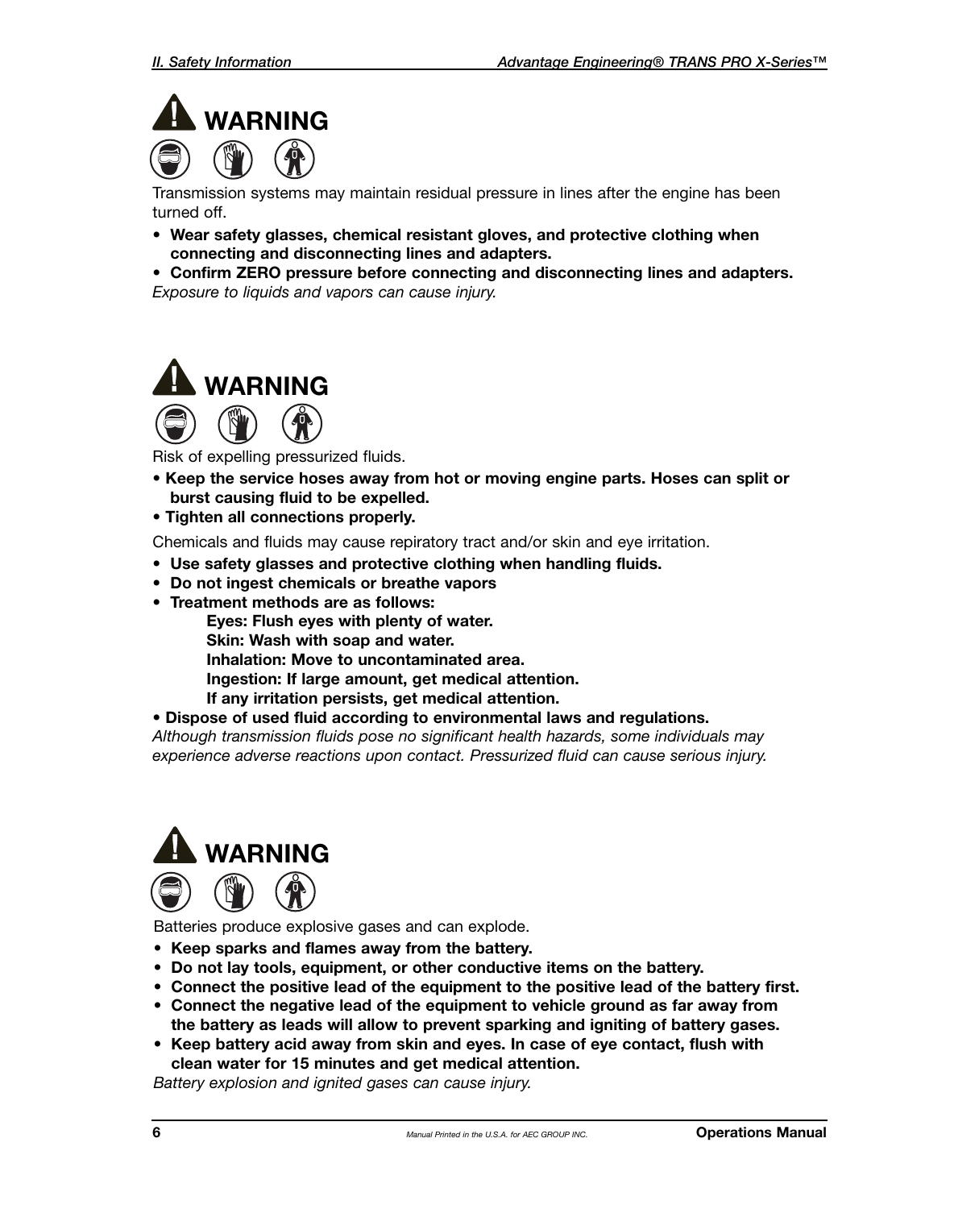## WARNING

Transmission systems may maintain residual pressure in lines after the engine has been turned off.

- **Wear safety glasses, chemical resistant gloves, and protective clothing when connecting and disconnecting lines and adapters.**
- **Confirm ZERO pressure before connecting and disconnecting lines and adapters.**

*Exposure to liquids and vapors can cause injury.*

## WARNING

Risk of expelling pressurized fluids.

- **Keep the service hoses away from hot or moving engine parts. Hoses can split or burst causing fluid to be expelled.**
- **Tighten all connections properly.**

Chemicals and fluids may cause repiratory tract and/or skin and eye irritation.

- **Use safety glasses and protective clothing when handling fluids.**
- **Do not ingest chemicals or breathe vapors**
- **Treatment methods are as follows:**
  - **Eyes: Flush eyes with plenty of water.**
  - **Skin: Wash with soap and water.**
  - **Inhalation: Move to uncontaminated area.**
  - **Ingestion: If large amount, get medical attention.**
  - **If any irritation persists, get medical attention.**
- **Dispose of used fluid according to environmental laws and regulations.**

*Although transmission fluids pose no significant health hazards, some individuals may experience adverse reactions upon contact. Pressurized fluid can cause serious injury.*

## WARNING

Batteries produce explosive gases and can explode.

- **Keep sparks and flames away from the battery.**
- **Do not lay tools, equipment, or other conductive items on the battery.**
- **Connect the positive lead of the equipment to the positive lead of the battery first.**
- **Connect the negative lead of the equipment to vehicle ground as far away from the battery as leads will allow to prevent sparking and igniting of battery gases.**
- **Keep battery acid away from skin and eyes. In case of eye contact, flush with clean water for 15 minutes and get medical attention.**

*Battery explosion and ignited gases can cause injury.*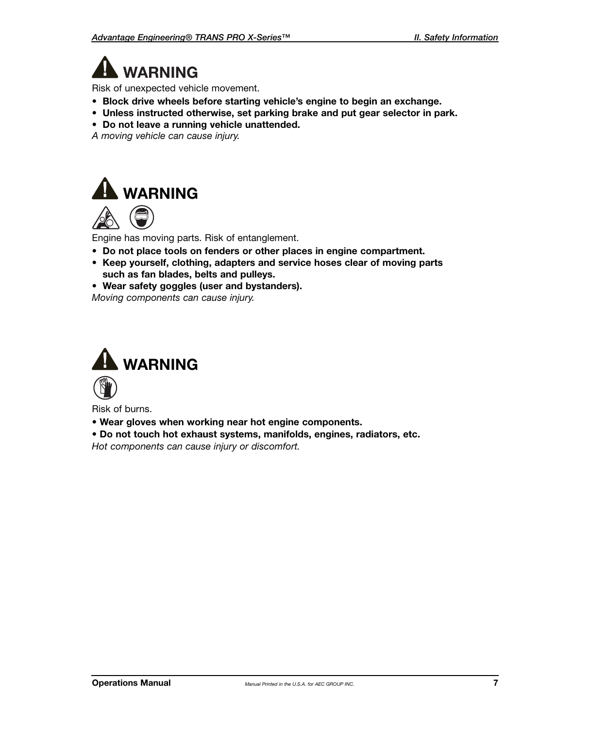## WARNING

Risk of unexpected vehicle movement.

- **Block drive wheels before starting vehicle's engine to begin an exchange.**
- **Unless instructed otherwise, set parking brake and put gear selector in park.**
- **Do not leave a running vehicle unattended.**

*A moving vehicle can cause injury.*

## WARNING

Engine has moving parts. Risk of entanglement.

- **Do not place tools on fenders or other places in engine compartment.**
- **Keep yourself, clothing, adapters and service hoses clear of moving parts such as fan blades, belts and pulleys.**
- **Wear safety goggles (user and bystanders).**

*Moving components can cause injury.*

## WARNING

Risk of burns.

- **Wear gloves when working near hot engine components.**
- **Do not touch hot exhaust systems, manifolds, engines, radiators, etc.**

*Hot components can cause injury or discomfort.*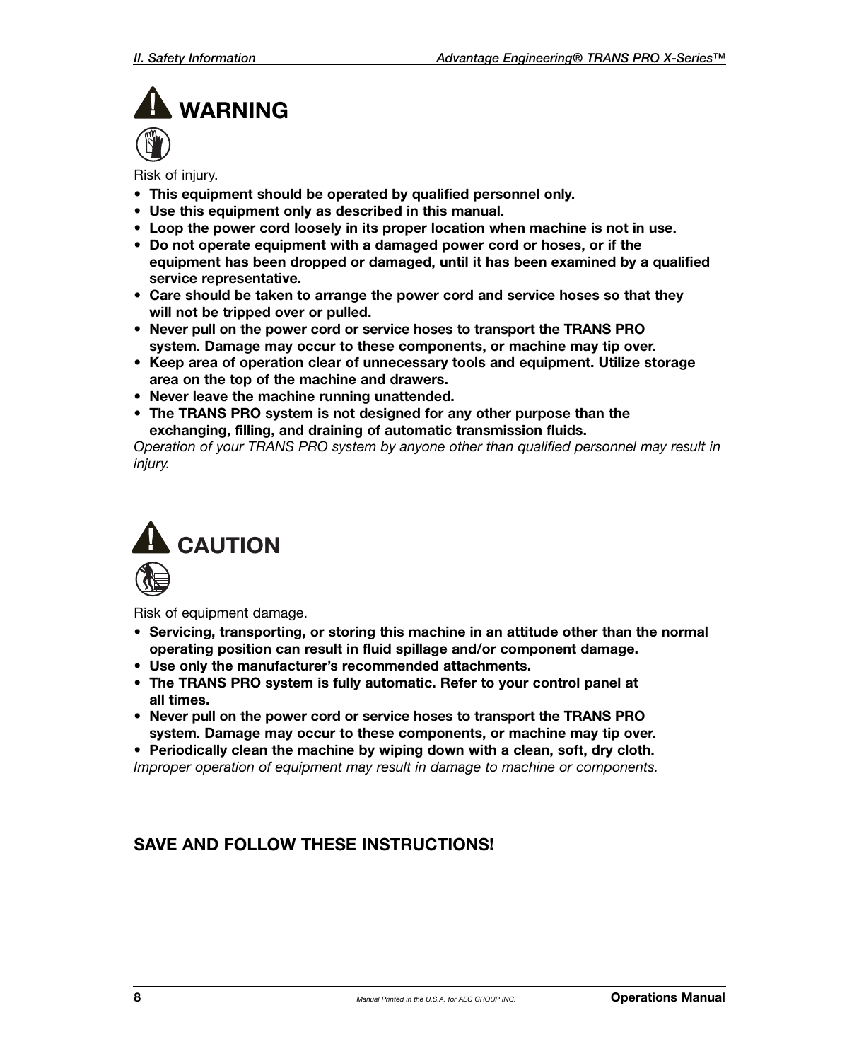# ⚠ WARNING

Risk of injury.

- **This equipment should be operated by qualified personnel only.**
- **Use this equipment only as described in this manual.**
- **Loop the power cord loosely in its proper location when machine is not in use.**
- **Do not operate equipment with a damaged power cord or hoses, or if the equipment has been dropped or damaged, until it has been examined by a qualified service representative.**
- **Care should be taken to arrange the power cord and service hoses so that they will not be tripped over or pulled.**
- **Never pull on the power cord or service hoses to transport the TRANS PRO system. Damage may occur to these components, or machine may tip over.**
- **Keep area of operation clear of unnecessary tools and equipment. Utilize storage area on the top of the machine and drawers.**
- **Never leave the machine running unattended.**
- **The TRANS PRO system is not designed for any other purpose than the exchanging, filling, and draining of automatic transmission fluids.**

*Operation of your TRANS PRO system by anyone other than qualified personnel may result in injury.*

# ⚠ CAUTION

Risk of equipment damage.

- **Servicing, transporting, or storing this machine in an attitude other than the normal operating position can result in fluid spillage and/or component damage.**
- **Use only the manufacturer's recommended attachments.**
- **The TRANS PRO system is fully automatic. Refer to your control panel at all times.**
- **Never pull on the power cord or service hoses to transport the TRANS PRO system. Damage may occur to these components, or machine may tip over.**
- **Periodically clean the machine by wiping down with a clean, soft, dry cloth.**

*Improper operation of equipment may result in damage to machine or components.*

## SAVE AND FOLLOW THESE INSTRUCTIONS!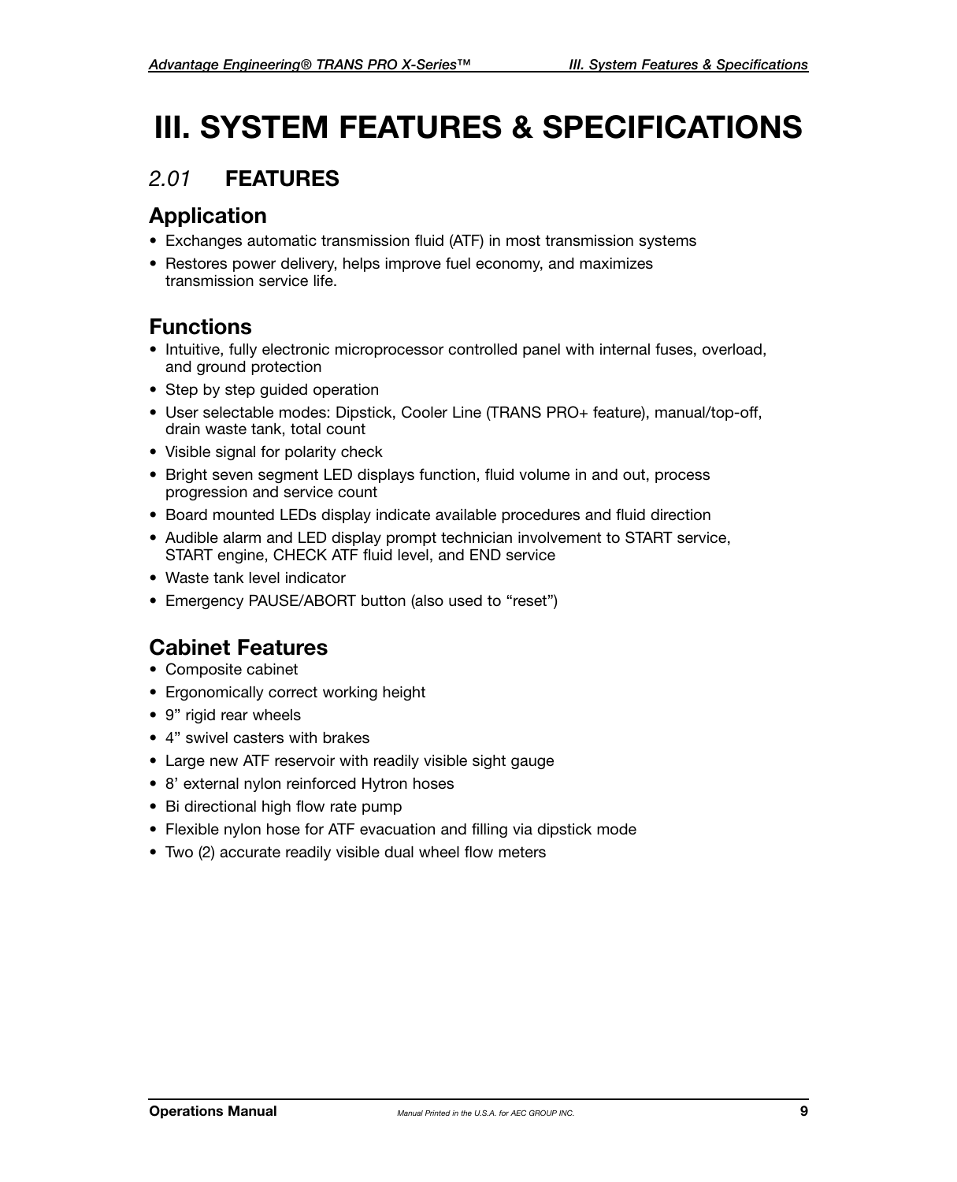# III. SYSTEM FEATURES & SPECIFICATIONS

## *2.01* FEATURES

### Application

- Exchanges automatic transmission fluid (ATF) in most transmission systems
- Restores power delivery, helps improve fuel economy, and maximizes transmission service life.

### Functions

- Intuitive, fully electronic microprocessor controlled panel with internal fuses, overload, and ground protection
- Step by step guided operation
- User selectable modes: Dipstick, Cooler Line (TRANS PRO+ feature), manual/top-off, drain waste tank, total count
- Visible signal for polarity check
- Bright seven segment LED displays function, fluid volume in and out, process progression and service count
- Board mounted LEDs display indicate available procedures and fluid direction
- Audible alarm and LED display prompt technician involvement to START service, START engine, CHECK ATF fluid level, and END service
- Waste tank level indicator
- Emergency PAUSE/ABORT button (also used to “reset”)

### Cabinet Features

- Composite cabinet
- Ergonomically correct working height
- 9” rigid rear wheels
- 4” swivel casters with brakes
- Large new ATF reservoir with readily visible sight gauge
- 8’ external nylon reinforced Hytron hoses
- Bi directional high flow rate pump
- Flexible nylon hose for ATF evacuation and filling via dipstick mode
- Two (2) accurate readily visible dual wheel flow meters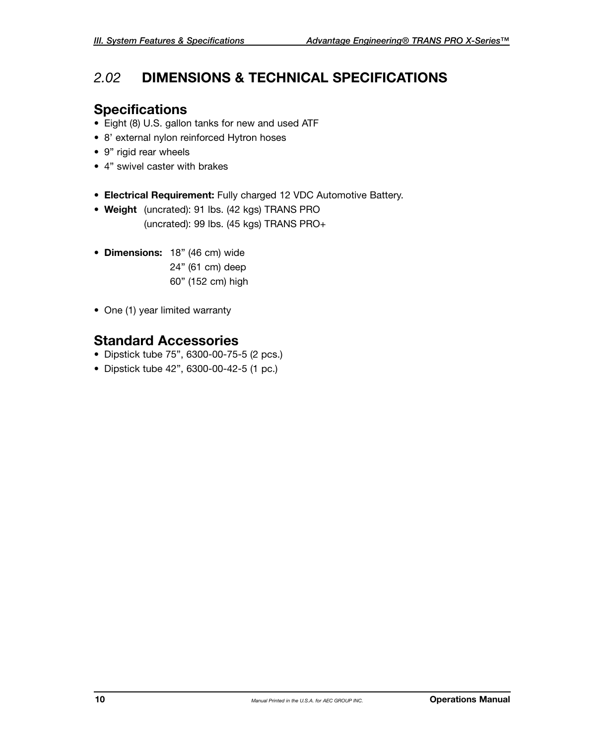## *2.02* DIMENSIONS & TECHNICAL SPECIFICATIONS

### Specifications

- Eight (8) U.S. gallon tanks for new and used ATF
- 8’ external nylon reinforced Hytron hoses
- 9” rigid rear wheels
- 4” swivel caster with brakes

- **Electrical Requirement:** Fully charged 12 VDC Automotive Battery.
- **Weight** (uncrated): 91 lbs. (42 kgs) TRANS PRO
  (uncrated): 99 lbs. (45 kgs) TRANS PRO+

- **Dimensions:** 18” (46 cm) wide
  24” (61 cm) deep
  60” (152 cm) high

- One (1) year limited warranty

### Standard Accessories

- Dipstick tube 75”, 6300-00-75-5 (2 pcs.)
- Dipstick tube 42”, 6300-00-42-5 (1 pc.)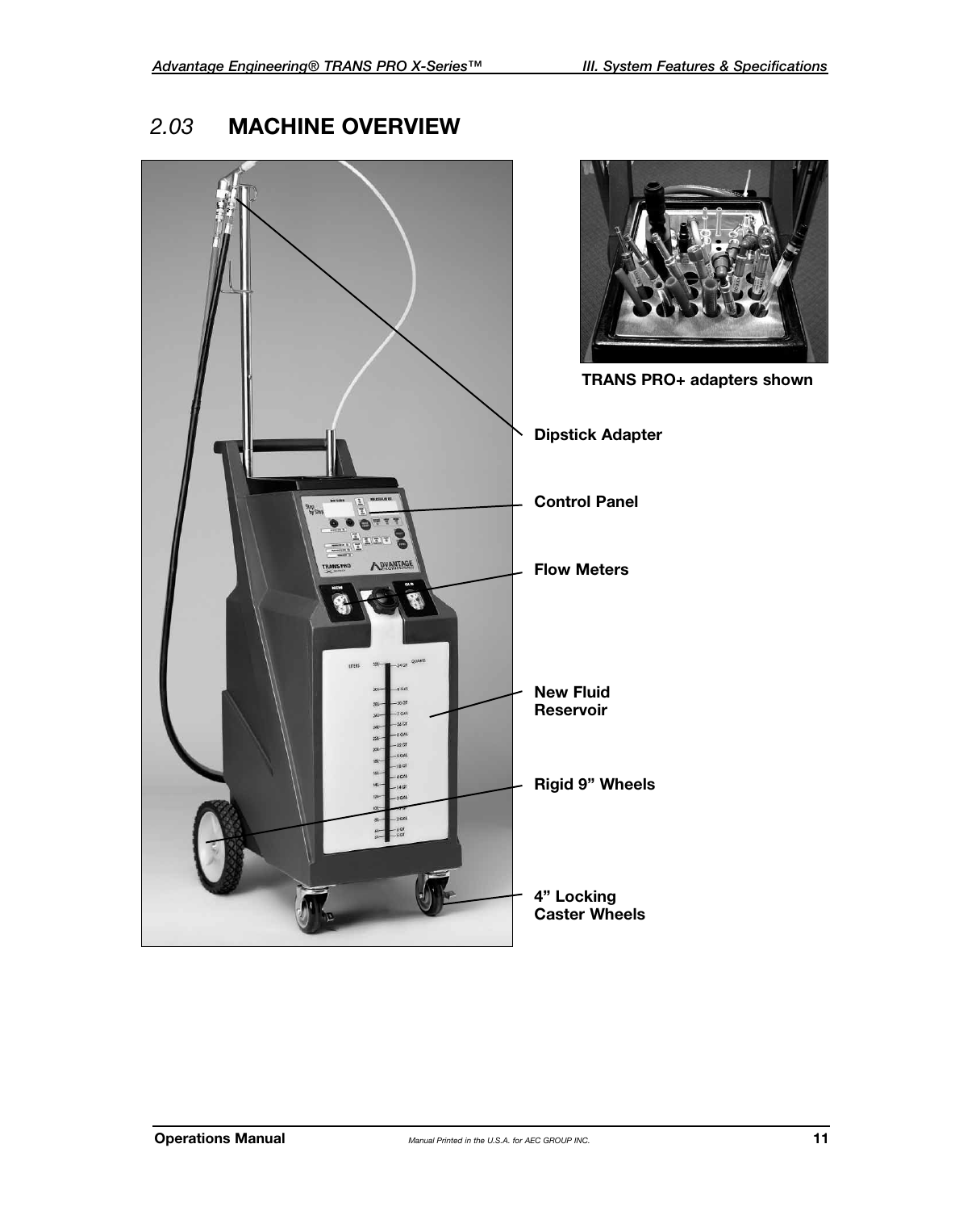## 2.03 MACHINE OVERVIEW

TRANS PRO+ adapters shown

Dipstick Adapter

Control Panel

Flow Meters

New Fluid Reservoir

Rigid 9” Wheels

4” Locking Caster Wheels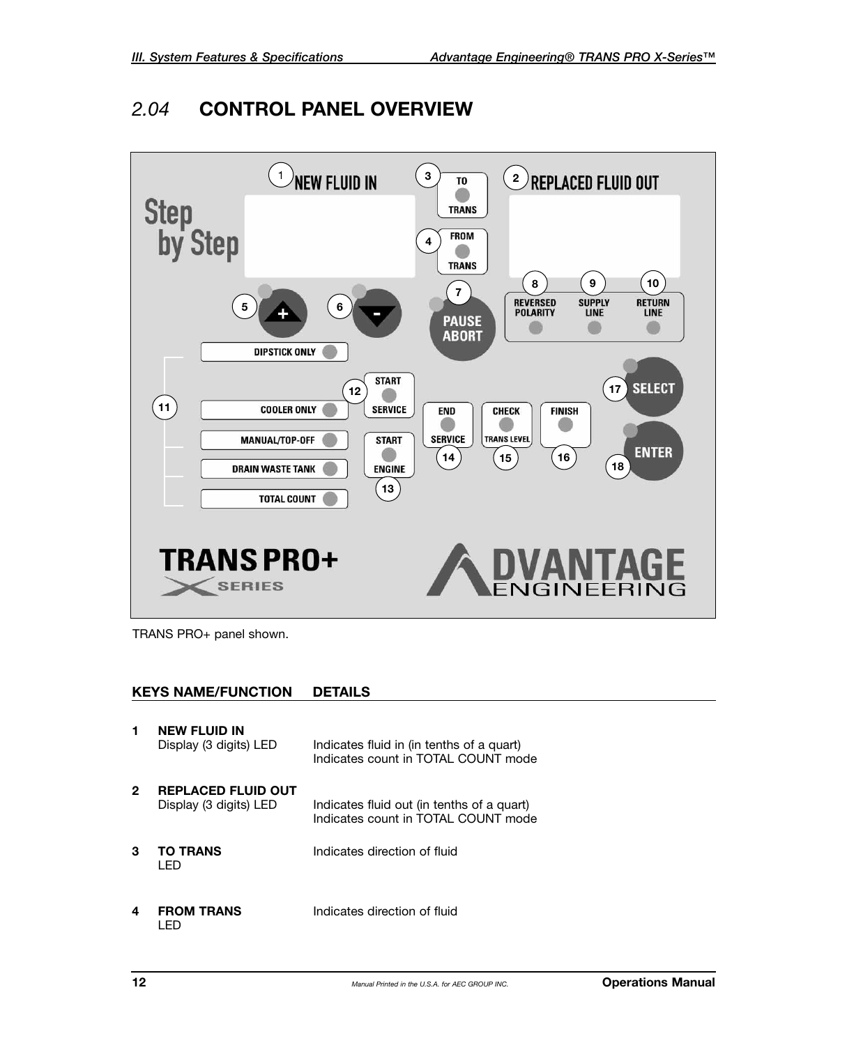## 2.04 CONTROL PANEL OVERVIEW

TRANS PRO+ panel shown.

| KEYS NAME/FUNCTION | DETAILS |
|---|---|
| **1 NEW FLUID IN** Display (3 digits) LED | Indicates fluid in (in tenths of a quart) Indicates count in TOTAL COUNT mode |
| **2 REPLACED FLUID OUT** Display (3 digits) LED | Indicates fluid out (in tenths of a quart) Indicates count in TOTAL COUNT mode |
| **3 TO TRANS** LED | Indicates direction of fluid |
| **4 FROM TRANS** LED | Indicates direction of fluid |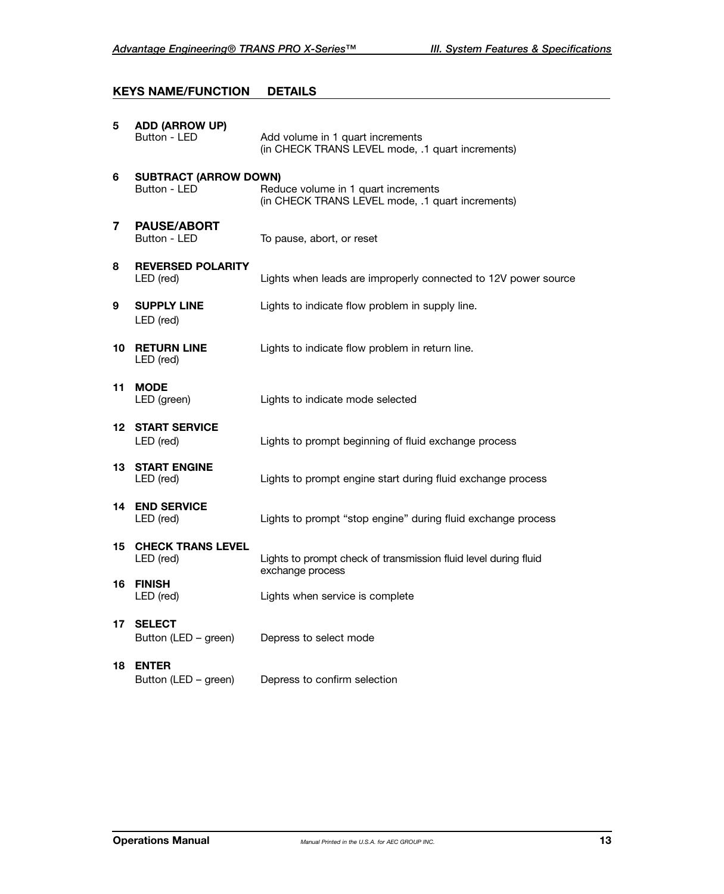| # | KEYS NAME/FUNCTION | DETAILS |
|---|---|---|
| 5 | **ADD (ARROW UP)** Button - LED | Add volume in 1 quart increments (in CHECK TRANS LEVEL mode, .1 quart increments) |
| 6 | **SUBTRACT (ARROW DOWN)** Button - LED | Reduce volume in 1 quart increments (in CHECK TRANS LEVEL mode, .1 quart increments) |
| 7 | **PAUSE/ABORT** Button - LED | To pause, abort, or reset |
| 8 | **REVERSED POLARITY** LED (red) | Lights when leads are improperly connected to 12V power source |
| 9 | **SUPPLY LINE** LED (red) | Lights to indicate flow problem in supply line. |
| 10 | **RETURN LINE** LED (red) | Lights to indicate flow problem in return line. |
| 11 | **MODE** LED (green) | Lights to indicate mode selected |
| 12 | **START SERVICE** LED (red) | Lights to prompt beginning of fluid exchange process |
| 13 | **START ENGINE** LED (red) | Lights to prompt engine start during fluid exchange process |
| 14 | **END SERVICE** LED (red) | Lights to prompt "stop engine" during fluid exchange process |
| 15 | **CHECK TRANS LEVEL** LED (red) | Lights to prompt check of transmission fluid level during fluid exchange process |
| 16 | **FINISH** LED (red) | Lights when service is complete |
| 17 | **SELECT** Button (LED – green) | Depress to select mode |
| 18 | **ENTER** Button (LED – green) | Depress to confirm selection |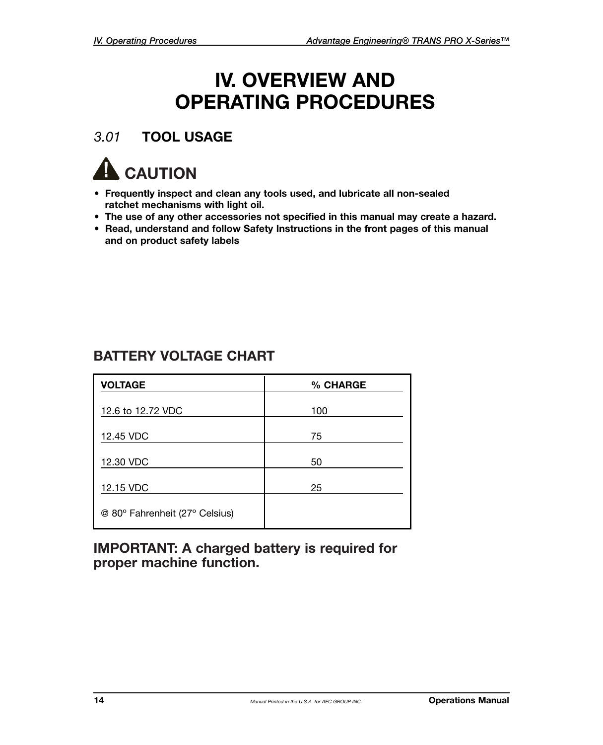# IV. OVERVIEW AND OPERATING PROCEDURES

## *3.01* TOOL USAGE

### CAUTION

- **Frequently inspect and clean any tools used, and lubricate all non-sealed ratchet mechanisms with light oil.**
- **The use of any other accessories not specified in this manual may create a hazard.**
- **Read, understand and follow Safety Instructions in the front pages of this manual and on product safety labels**

### BATTERY VOLTAGE CHART

| VOLTAGE | % CHARGE |
|---|---|
| 12.6 to 12.72 VDC | 100 |
| 12.45 VDC | 75 |
| 12.30 VDC | 50 |
| 12.15 VDC | 25 |
| @ 80° Fahrenheit (27° Celsius) | |

**IMPORTANT: A charged battery is required for proper machine function.**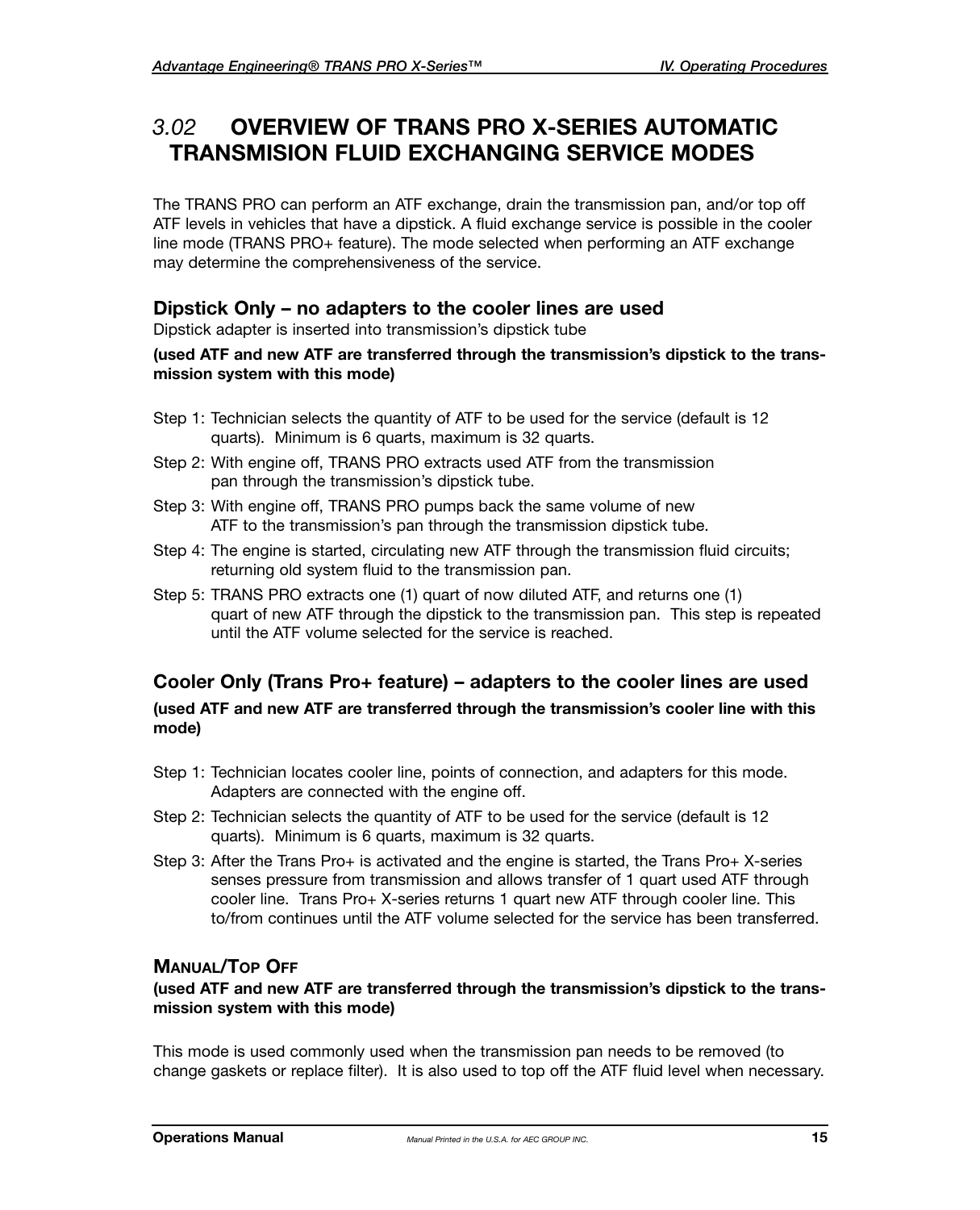## 3.02 OVERVIEW OF TRANS PRO X-SERIES AUTOMATIC TRANSMISION FLUID EXCHANGING SERVICE MODES

The TRANS PRO can perform an ATF exchange, drain the transmission pan, and/or top off ATF levels in vehicles that have a dipstick. A fluid exchange service is possible in the cooler line mode (TRANS PRO+ feature). The mode selected when performing an ATF exchange may determine the comprehensiveness of the service.

### Dipstick Only – no adapters to the cooler lines are used

Dipstick adapter is inserted into transmission's dipstick tube

**(used ATF and new ATF are transferred through the transmission's dipstick to the transmission system with this mode)**

- Step 1: Technician selects the quantity of ATF to be used for the service (default is 12 quarts). Minimum is 6 quarts, maximum is 32 quarts.
- Step 2: With engine off, TRANS PRO extracts used ATF from the transmission pan through the transmission's dipstick tube.
- Step 3: With engine off, TRANS PRO pumps back the same volume of new ATF to the transmission's pan through the transmission dipstick tube.
- Step 4: The engine is started, circulating new ATF through the transmission fluid circuits; returning old system fluid to the transmission pan.
- Step 5: TRANS PRO extracts one (1) quart of now diluted ATF, and returns one (1) quart of new ATF through the dipstick to the transmission pan. This step is repeated until the ATF volume selected for the service is reached.

### Cooler Only (Trans Pro+ feature) – adapters to the cooler lines are used

**(used ATF and new ATF are transferred through the transmission's cooler line with this mode)**

- Step 1: Technician locates cooler line, points of connection, and adapters for this mode. Adapters are connected with the engine off.
- Step 2: Technician selects the quantity of ATF to be used for the service (default is 12 quarts). Minimum is 6 quarts, maximum is 32 quarts.
- Step 3: After the Trans Pro+ is activated and the engine is started, the Trans Pro+ X-series senses pressure from transmission and allows transfer of 1 quart used ATF through cooler line. Trans Pro+ X-series returns 1 quart new ATF through cooler line. This to/from continues until the ATF volume selected for the service has been transferred.

### MANUAL/TOP OFF

**(used ATF and new ATF are transferred through the transmission's dipstick to the transmission system with this mode)**

This mode is used commonly used when the transmission pan needs to be removed (to change gaskets or replace filter). It is also used to top off the ATF fluid level when necessary.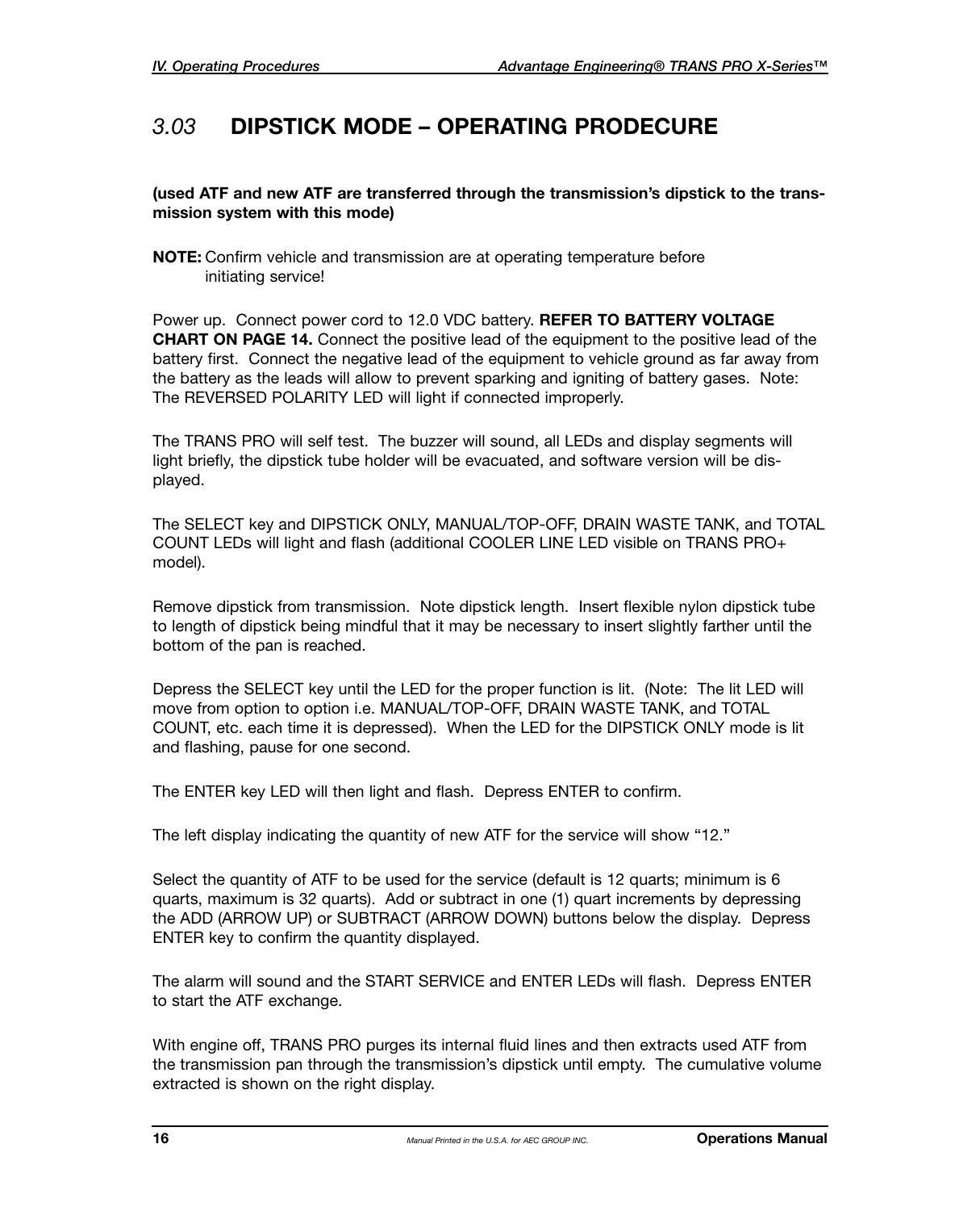## *3.03* DIPSTICK MODE – OPERATING PRODECURE

**(used ATF and new ATF are transferred through the transmission's dipstick to the transmission system with this mode)**

**NOTE:** Confirm vehicle and transmission are at operating temperature before initiating service!

Power up. Connect power cord to 12.0 VDC battery. **REFER TO BATTERY VOLTAGE CHART ON PAGE 14.** Connect the positive lead of the equipment to the positive lead of the battery first. Connect the negative lead of the equipment to vehicle ground as far away from the battery as the leads will allow to prevent sparking and igniting of battery gases. Note: The REVERSED POLARITY LED will light if connected improperly.

The TRANS PRO will self test. The buzzer will sound, all LEDs and display segments will light briefly, the dipstick tube holder will be evacuated, and software version will be displayed.

The SELECT key and DIPSTICK ONLY, MANUAL/TOP-OFF, DRAIN WASTE TANK, and TOTAL COUNT LEDs will light and flash (additional COOLER LINE LED visible on TRANS PRO+ model).

Remove dipstick from transmission. Note dipstick length. Insert flexible nylon dipstick tube to length of dipstick being mindful that it may be necessary to insert slightly farther until the bottom of the pan is reached.

Depress the SELECT key until the LED for the proper function is lit. (Note: The lit LED will move from option to option i.e. MANUAL/TOP-OFF, DRAIN WASTE TANK, and TOTAL COUNT, etc. each time it is depressed). When the LED for the DIPSTICK ONLY mode is lit and flashing, pause for one second.

The ENTER key LED will then light and flash. Depress ENTER to confirm.

The left display indicating the quantity of new ATF for the service will show "12."

Select the quantity of ATF to be used for the service (default is 12 quarts; minimum is 6 quarts, maximum is 32 quarts). Add or subtract in one (1) quart increments by depressing the ADD (ARROW UP) or SUBTRACT (ARROW DOWN) buttons below the display. Depress ENTER key to confirm the quantity displayed.

The alarm will sound and the START SERVICE and ENTER LEDs will flash. Depress ENTER to start the ATF exchange.

With engine off, TRANS PRO purges its internal fluid lines and then extracts used ATF from the transmission pan through the transmission's dipstick until empty. The cumulative volume extracted is shown on the right display.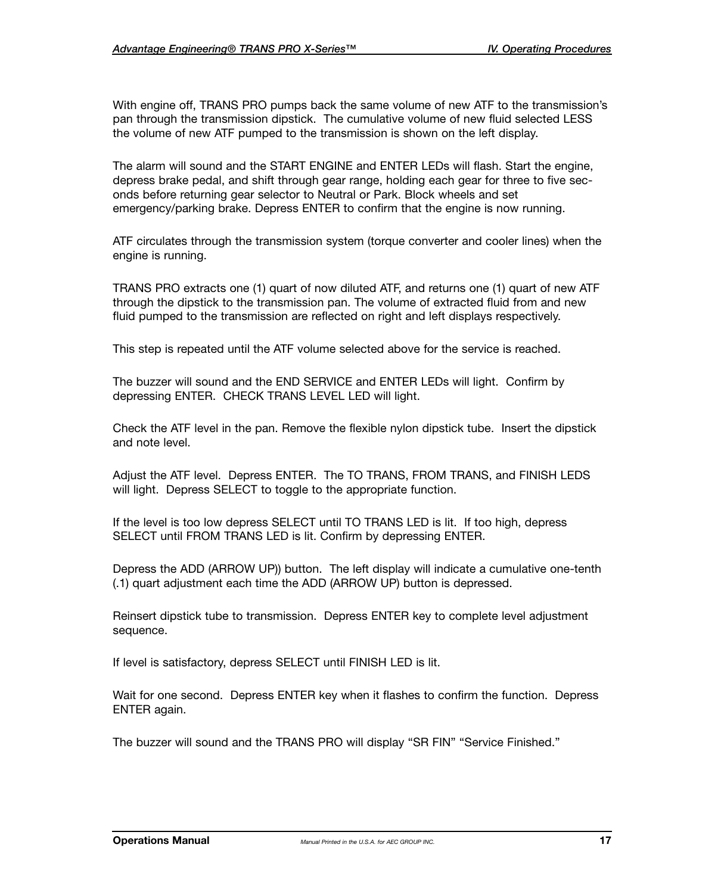With engine off, TRANS PRO pumps back the same volume of new ATF to the transmission's pan through the transmission dipstick. The cumulative volume of new fluid selected LESS the volume of new ATF pumped to the transmission is shown on the left display.

The alarm will sound and the START ENGINE and ENTER LEDs will flash. Start the engine, depress brake pedal, and shift through gear range, holding each gear for three to five seconds before returning gear selector to Neutral or Park. Block wheels and set emergency/parking brake. Depress ENTER to confirm that the engine is now running.

ATF circulates through the transmission system (torque converter and cooler lines) when the engine is running.

TRANS PRO extracts one (1) quart of now diluted ATF, and returns one (1) quart of new ATF through the dipstick to the transmission pan. The volume of extracted fluid from and new fluid pumped to the transmission are reflected on right and left displays respectively.

This step is repeated until the ATF volume selected above for the service is reached.

The buzzer will sound and the END SERVICE and ENTER LEDs will light. Confirm by depressing ENTER. CHECK TRANS LEVEL LED will light.

Check the ATF level in the pan. Remove the flexible nylon dipstick tube. Insert the dipstick and note level.

Adjust the ATF level. Depress ENTER. The TO TRANS, FROM TRANS, and FINISH LEDS will light. Depress SELECT to toggle to the appropriate function.

If the level is too low depress SELECT until TO TRANS LED is lit. If too high, depress SELECT until FROM TRANS LED is lit. Confirm by depressing ENTER.

Depress the ADD (ARROW UP)) button. The left display will indicate a cumulative one-tenth (.1) quart adjustment each time the ADD (ARROW UP) button is depressed.

Reinsert dipstick tube to transmission. Depress ENTER key to complete level adjustment sequence.

If level is satisfactory, depress SELECT until FINISH LED is lit.

Wait for one second. Depress ENTER key when it flashes to confirm the function. Depress ENTER again.

The buzzer will sound and the TRANS PRO will display "SR FIN" "Service Finished."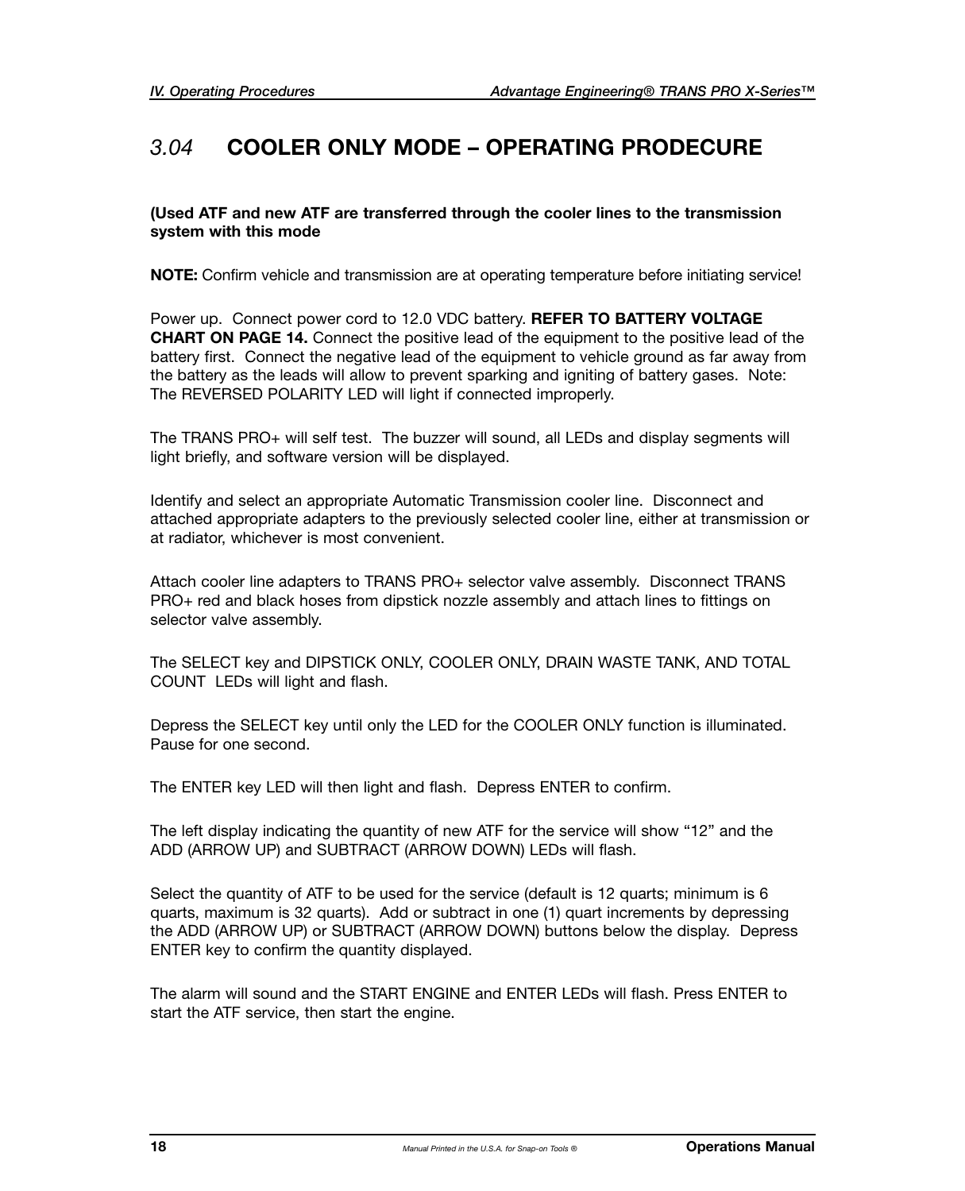## *3.04* COOLER ONLY MODE – OPERATING PRODECURE

**(Used ATF and new ATF are transferred through the cooler lines to the transmission system with this mode**

**NOTE:** Confirm vehicle and transmission are at operating temperature before initiating service!

Power up. Connect power cord to 12.0 VDC battery. **REFER TO BATTERY VOLTAGE CHART ON PAGE 14.** Connect the positive lead of the equipment to the positive lead of the battery first. Connect the negative lead of the equipment to vehicle ground as far away from the battery as the leads will allow to prevent sparking and igniting of battery gases. Note: The REVERSED POLARITY LED will light if connected improperly.

The TRANS PRO+ will self test. The buzzer will sound, all LEDs and display segments will light briefly, and software version will be displayed.

Identify and select an appropriate Automatic Transmission cooler line. Disconnect and attached appropriate adapters to the previously selected cooler line, either at transmission or at radiator, whichever is most convenient.

Attach cooler line adapters to TRANS PRO+ selector valve assembly. Disconnect TRANS PRO+ red and black hoses from dipstick nozzle assembly and attach lines to fittings on selector valve assembly.

The SELECT key and DIPSTICK ONLY, COOLER ONLY, DRAIN WASTE TANK, AND TOTAL COUNT LEDs will light and flash.

Depress the SELECT key until only the LED for the COOLER ONLY function is illuminated. Pause for one second.

The ENTER key LED will then light and flash. Depress ENTER to confirm.

The left display indicating the quantity of new ATF for the service will show "12" and the ADD (ARROW UP) and SUBTRACT (ARROW DOWN) LEDs will flash.

Select the quantity of ATF to be used for the service (default is 12 quarts; minimum is 6 quarts, maximum is 32 quarts). Add or subtract in one (1) quart increments by depressing the ADD (ARROW UP) or SUBTRACT (ARROW DOWN) buttons below the display. Depress ENTER key to confirm the quantity displayed.

The alarm will sound and the START ENGINE and ENTER LEDs will flash. Press ENTER to start the ATF service, then start the engine.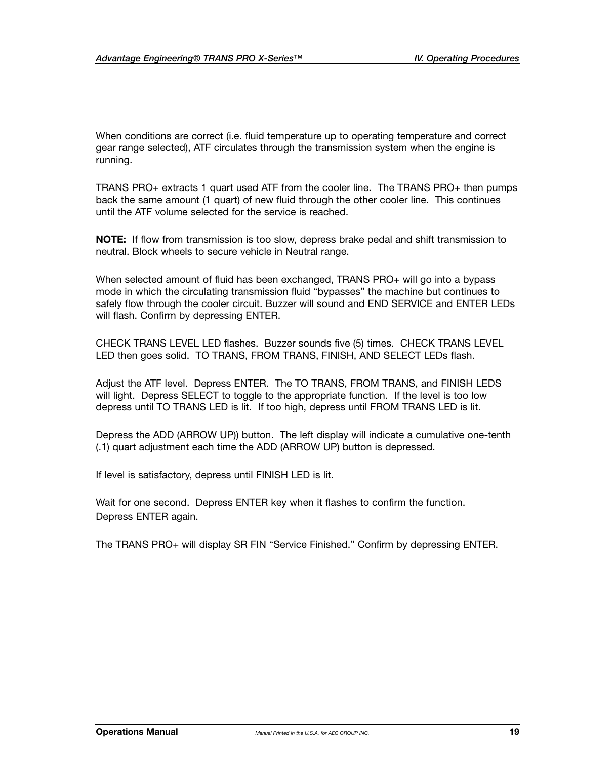When conditions are correct (i.e. fluid temperature up to operating temperature and correct gear range selected), ATF circulates through the transmission system when the engine is running.

TRANS PRO+ extracts 1 quart used ATF from the cooler line. The TRANS PRO+ then pumps back the same amount (1 quart) of new fluid through the other cooler line. This continues until the ATF volume selected for the service is reached.

**NOTE:** If flow from transmission is too slow, depress brake pedal and shift transmission to neutral. Block wheels to secure vehicle in Neutral range.

When selected amount of fluid has been exchanged, TRANS PRO+ will go into a bypass mode in which the circulating transmission fluid “bypasses” the machine but continues to safely flow through the cooler circuit. Buzzer will sound and END SERVICE and ENTER LEDs will flash. Confirm by depressing ENTER.

CHECK TRANS LEVEL LED flashes. Buzzer sounds five (5) times. CHECK TRANS LEVEL LED then goes solid. TO TRANS, FROM TRANS, FINISH, AND SELECT LEDs flash.

Adjust the ATF level. Depress ENTER. The TO TRANS, FROM TRANS, and FINISH LEDS will light. Depress SELECT to toggle to the appropriate function. If the level is too low depress until TO TRANS LED is lit. If too high, depress until FROM TRANS LED is lit.

Depress the ADD (ARROW UP)) button. The left display will indicate a cumulative one-tenth (.1) quart adjustment each time the ADD (ARROW UP) button is depressed.

If level is satisfactory, depress until FINISH LED is lit.

Wait for one second. Depress ENTER key when it flashes to confirm the function.
Depress ENTER again.

The TRANS PRO+ will display SR FIN “Service Finished.” Confirm by depressing ENTER.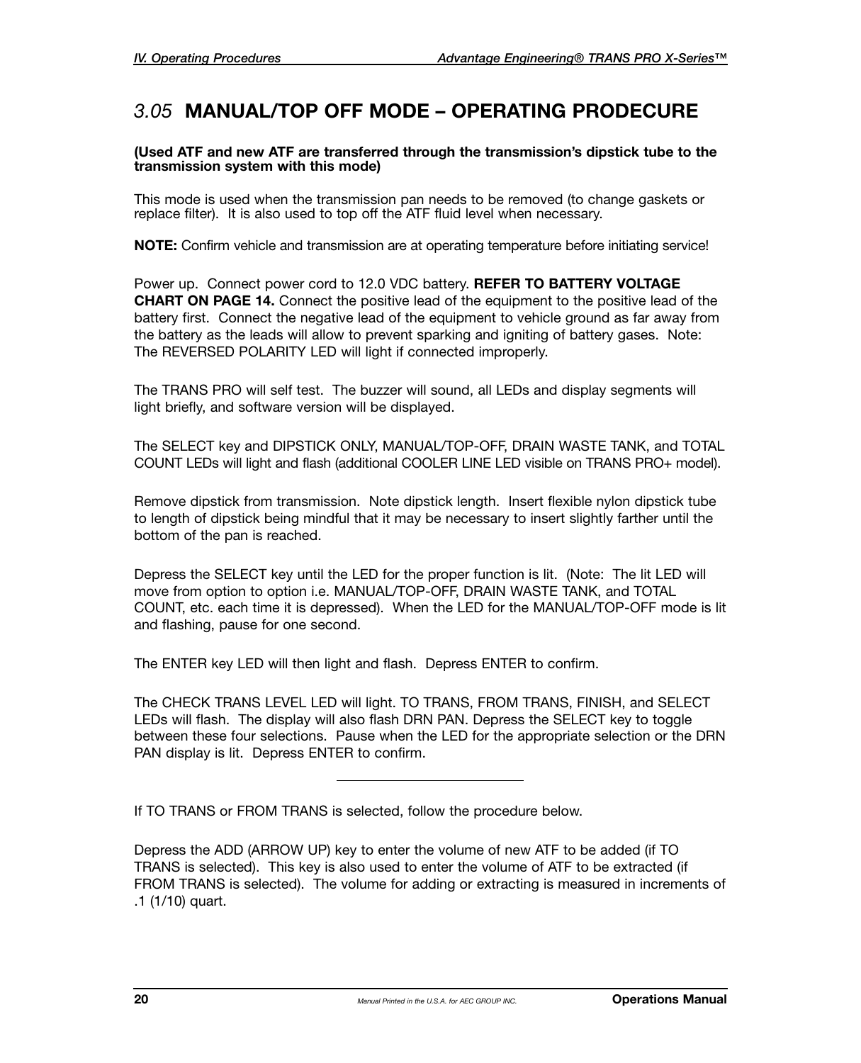## *3.05* MANUAL/TOP OFF MODE – OPERATING PRODECURE

**(Used ATF and new ATF are transferred through the transmission's dipstick tube to the transmission system with this mode)**

This mode is used when the transmission pan needs to be removed (to change gaskets or replace filter). It is also used to top off the ATF fluid level when necessary.

**NOTE:** Confirm vehicle and transmission are at operating temperature before initiating service!

Power up. Connect power cord to 12.0 VDC battery. **REFER TO BATTERY VOLTAGE CHART ON PAGE 14.** Connect the positive lead of the equipment to the positive lead of the battery first. Connect the negative lead of the equipment to vehicle ground as far away from the battery as the leads will allow to prevent sparking and igniting of battery gases. Note: The REVERSED POLARITY LED will light if connected improperly.

The TRANS PRO will self test. The buzzer will sound, all LEDs and display segments will light briefly, and software version will be displayed.

The SELECT key and DIPSTICK ONLY, MANUAL/TOP-OFF, DRAIN WASTE TANK, and TOTAL COUNT LEDs will light and flash (additional COOLER LINE LED visible on TRANS PRO+ model).

Remove dipstick from transmission. Note dipstick length. Insert flexible nylon dipstick tube to length of dipstick being mindful that it may be necessary to insert slightly farther until the bottom of the pan is reached.

Depress the SELECT key until the LED for the proper function is lit. (Note: The lit LED will move from option to option i.e. MANUAL/TOP-OFF, DRAIN WASTE TANK, and TOTAL COUNT, etc. each time it is depressed). When the LED for the MANUAL/TOP-OFF mode is lit and flashing, pause for one second.

The ENTER key LED will then light and flash. Depress ENTER to confirm.

The CHECK TRANS LEVEL LED will light. TO TRANS, FROM TRANS, FINISH, and SELECT LEDs will flash. The display will also flash DRN PAN. Depress the SELECT key to toggle between these four selections. Pause when the LED for the appropriate selection or the DRN PAN display is lit. Depress ENTER to confirm.

---

If TO TRANS or FROM TRANS is selected, follow the procedure below.

Depress the ADD (ARROW UP) key to enter the volume of new ATF to be added (if TO TRANS is selected). This key is also used to enter the volume of ATF to be extracted (if FROM TRANS is selected). The volume for adding or extracting is measured in increments of .1 (1/10) quart.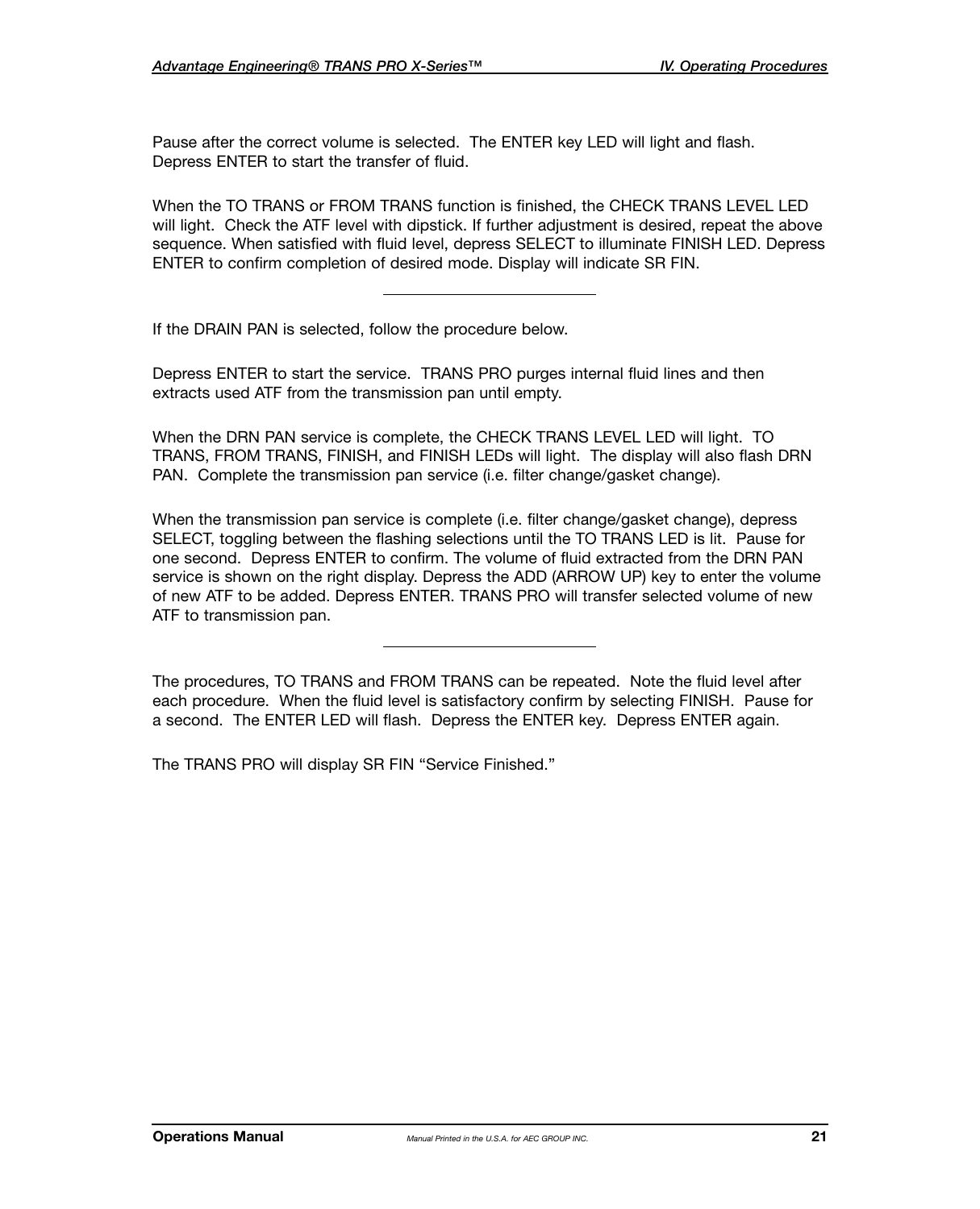Pause after the correct volume is selected. The ENTER key LED will light and flash. Depress ENTER to start the transfer of fluid.

When the TO TRANS or FROM TRANS function is finished, the CHECK TRANS LEVEL LED will light. Check the ATF level with dipstick. If further adjustment is desired, repeat the above sequence. When satisfied with fluid level, depress SELECT to illuminate FINISH LED. Depress ENTER to confirm completion of desired mode. Display will indicate SR FIN.

---

If the DRAIN PAN is selected, follow the procedure below.

Depress ENTER to start the service. TRANS PRO purges internal fluid lines and then extracts used ATF from the transmission pan until empty.

When the DRN PAN service is complete, the CHECK TRANS LEVEL LED will light. TO TRANS, FROM TRANS, FINISH, and FINISH LEDs will light. The display will also flash DRN PAN. Complete the transmission pan service (i.e. filter change/gasket change).

When the transmission pan service is complete (i.e. filter change/gasket change), depress SELECT, toggling between the flashing selections until the TO TRANS LED is lit. Pause for one second. Depress ENTER to confirm. The volume of fluid extracted from the DRN PAN service is shown on the right display. Depress the ADD (ARROW UP) key to enter the volume of new ATF to be added. Depress ENTER. TRANS PRO will transfer selected volume of new ATF to transmission pan.

---

The procedures, TO TRANS and FROM TRANS can be repeated. Note the fluid level after each procedure. When the fluid level is satisfactory confirm by selecting FINISH. Pause for a second. The ENTER LED will flash. Depress the ENTER key. Depress ENTER again.

The TRANS PRO will display SR FIN "Service Finished."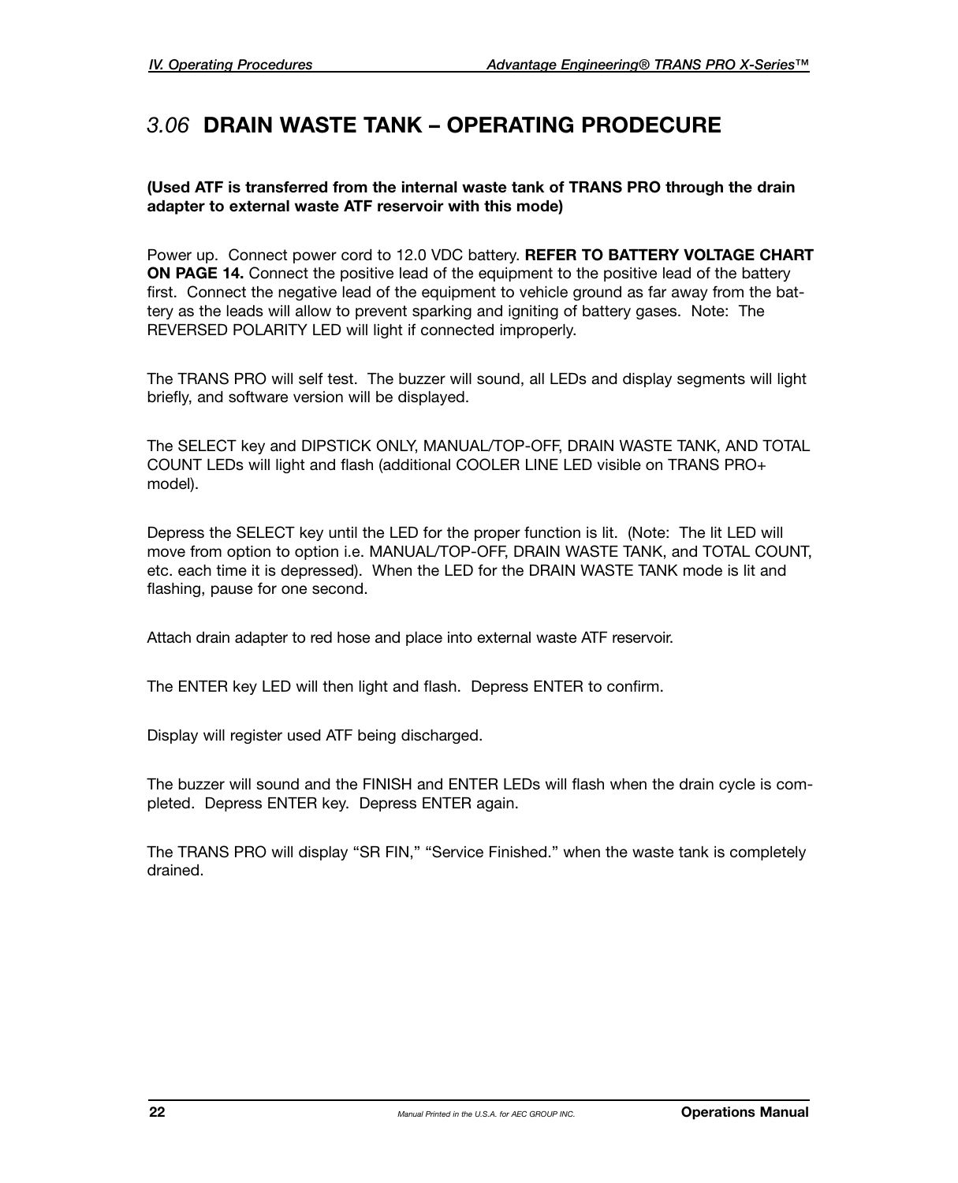## *3.06* DRAIN WASTE TANK – OPERATING PRODECURE

**(Used ATF is transferred from the internal waste tank of TRANS PRO through the drain adapter to external waste ATF reservoir with this mode)**

Power up. Connect power cord to 12.0 VDC battery. **REFER TO BATTERY VOLTAGE CHART ON PAGE 14.** Connect the positive lead of the equipment to the positive lead of the battery first. Connect the negative lead of the equipment to vehicle ground as far away from the battery as the leads will allow to prevent sparking and igniting of battery gases. Note: The REVERSED POLARITY LED will light if connected improperly.

The TRANS PRO will self test. The buzzer will sound, all LEDs and display segments will light briefly, and software version will be displayed.

The SELECT key and DIPSTICK ONLY, MANUAL/TOP-OFF, DRAIN WASTE TANK, AND TOTAL COUNT LEDs will light and flash (additional COOLER LINE LED visible on TRANS PRO+ model).

Depress the SELECT key until the LED for the proper function is lit. (Note: The lit LED will move from option to option i.e. MANUAL/TOP-OFF, DRAIN WASTE TANK, and TOTAL COUNT, etc. each time it is depressed). When the LED for the DRAIN WASTE TANK mode is lit and flashing, pause for one second.

Attach drain adapter to red hose and place into external waste ATF reservoir.

The ENTER key LED will then light and flash. Depress ENTER to confirm.

Display will register used ATF being discharged.

The buzzer will sound and the FINISH and ENTER LEDs will flash when the drain cycle is completed. Depress ENTER key. Depress ENTER again.

The TRANS PRO will display “SR FIN,” “Service Finished.” when the waste tank is completely drained.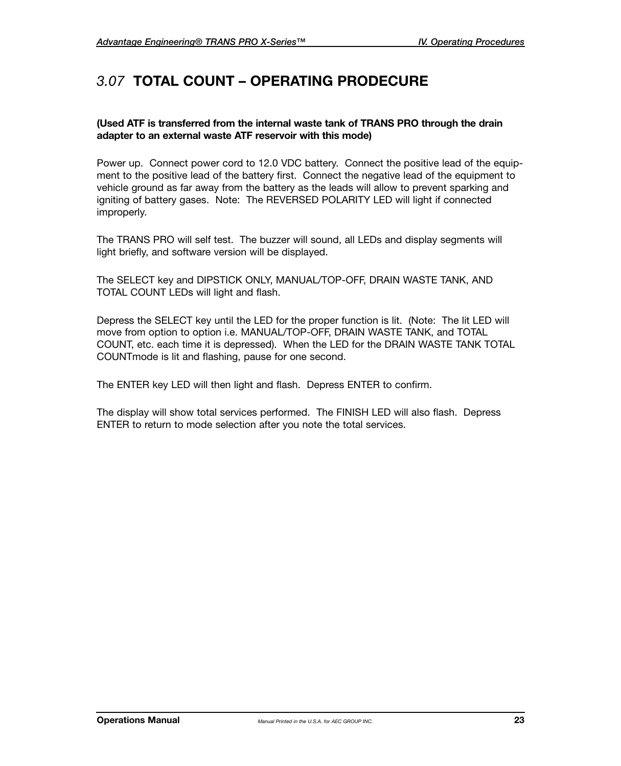## *3.07* TOTAL COUNT – OPERATING PRODECURE

**(Used ATF is transferred from the internal waste tank of TRANS PRO through the drain adapter to an external waste ATF reservoir with this mode)**

Power up. Connect power cord to 12.0 VDC battery. Connect the positive lead of the equipment to the positive lead of the battery first. Connect the negative lead of the equipment to vehicle ground as far away from the battery as the leads will allow to prevent sparking and igniting of battery gases. Note: The REVERSED POLARITY LED will light if connected improperly.

The TRANS PRO will self test. The buzzer will sound, all LEDs and display segments will light briefly, and software version will be displayed.

The SELECT key and DIPSTICK ONLY, MANUAL/TOP-OFF, DRAIN WASTE TANK, AND TOTAL COUNT LEDs will light and flash.

Depress the SELECT key until the LED for the proper function is lit. (Note: The lit LED will move from option to option i.e. MANUAL/TOP-OFF, DRAIN WASTE TANK, and TOTAL COUNT, etc. each time it is depressed). When the LED for the DRAIN WASTE TANK TOTAL COUNTmode is lit and flashing, pause for one second.

The ENTER key LED will then light and flash. Depress ENTER to confirm.

The display will show total services performed. The FINISH LED will also flash. Depress ENTER to return to mode selection after you note the total services.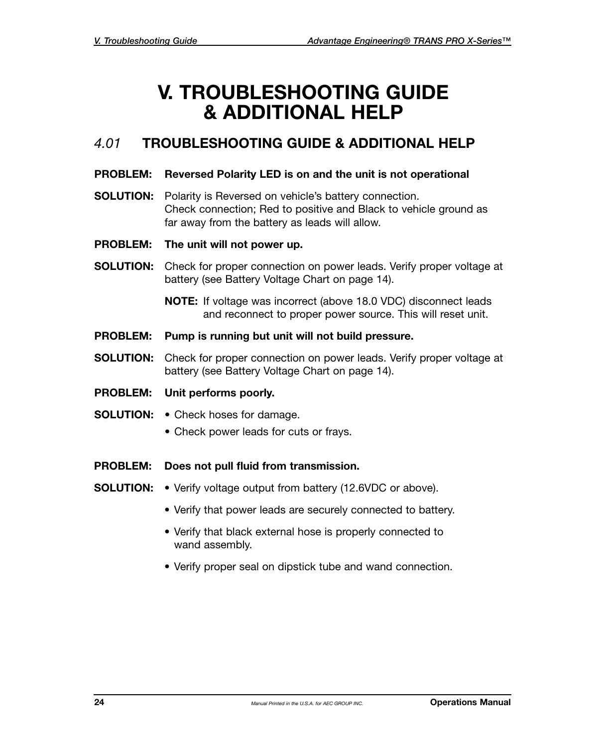# V. TROUBLESHOOTING GUIDE & ADDITIONAL HELP

## *4.01* TROUBLESHOOTING GUIDE & ADDITIONAL HELP

**PROBLEM: Reversed Polarity LED is on and the unit is not operational**

**SOLUTION:** Polarity is Reversed on vehicle's battery connection. Check connection; Red to positive and Black to vehicle ground as far away from the battery as leads will allow.

**PROBLEM: The unit will not power up.**

**SOLUTION:** Check for proper connection on power leads. Verify proper voltage at battery (see Battery Voltage Chart on page 14).

**NOTE:** If voltage was incorrect (above 18.0 VDC) disconnect leads and reconnect to proper power source. This will reset unit.

**PROBLEM: Pump is running but unit will not build pressure.**

**SOLUTION:** Check for proper connection on power leads. Verify proper voltage at battery (see Battery Voltage Chart on page 14).

**PROBLEM: Unit performs poorly.**

**SOLUTION:**

- Check hoses for damage.
- Check power leads for cuts or frays.

**PROBLEM: Does not pull fluid from transmission.**

**SOLUTION:**

- Verify voltage output from battery (12.6VDC or above).
- Verify that power leads are securely connected to battery.
- Verify that black external hose is properly connected to wand assembly.
- Verify proper seal on dipstick tube and wand connection.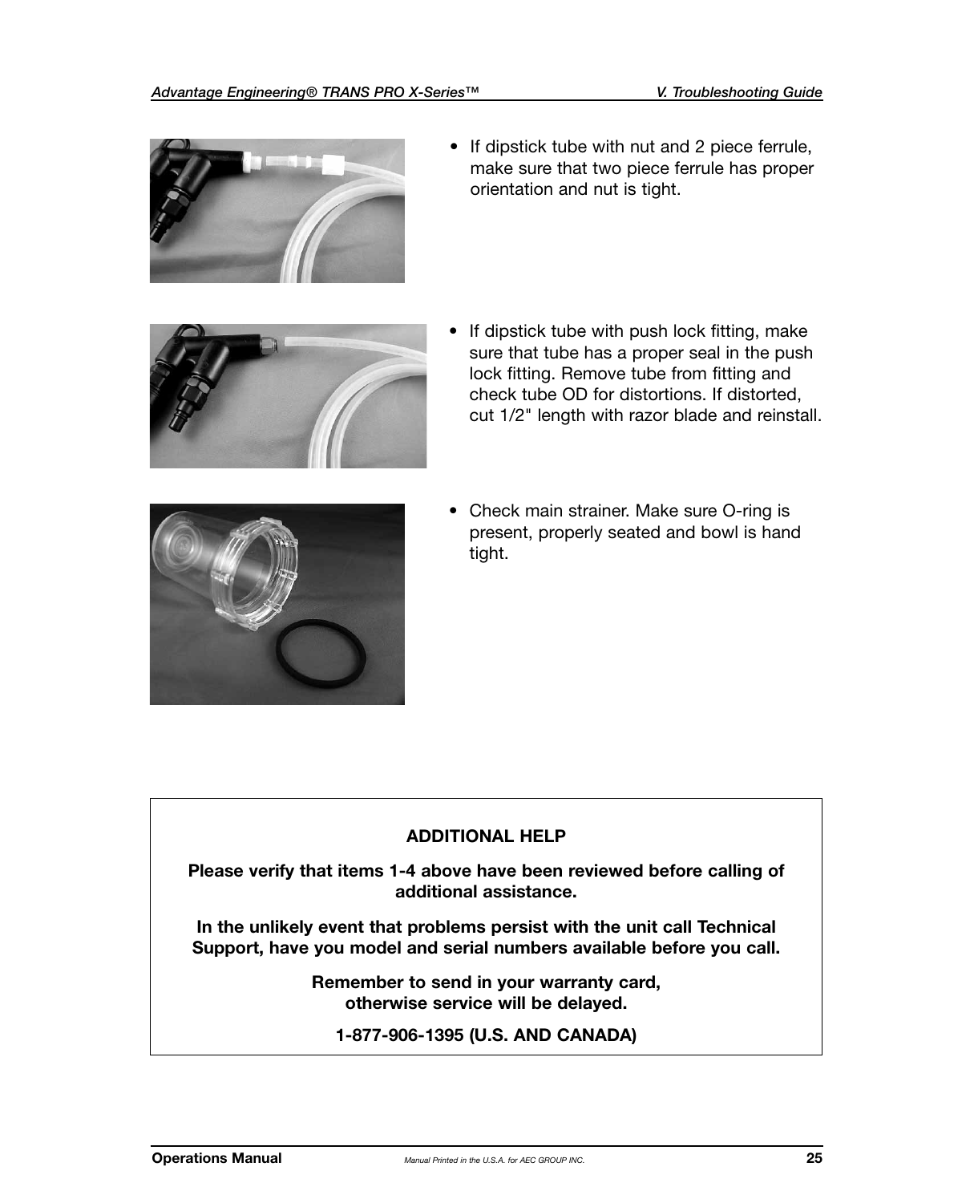- If dipstick tube with nut and 2 piece ferrule, make sure that two piece ferrule has proper orientation and nut is tight.

- If dipstick tube with push lock fitting, make sure that tube has a proper seal in the push lock fitting. Remove tube from fitting and check tube OD for distortions. If distorted, cut 1/2" length with razor blade and reinstall.

- Check main strainer. Make sure O-ring is present, properly seated and bowl is hand tight.

**ADDITIONAL HELP**

**Please verify that items 1-4 above have been reviewed before calling of additional assistance.**

**In the unlikely event that problems persist with the unit call Technical Support, have you model and serial numbers available before you call.**

**Remember to send in your warranty card, otherwise service will be delayed.**

**1-877-906-1395 (U.S. AND CANADA)**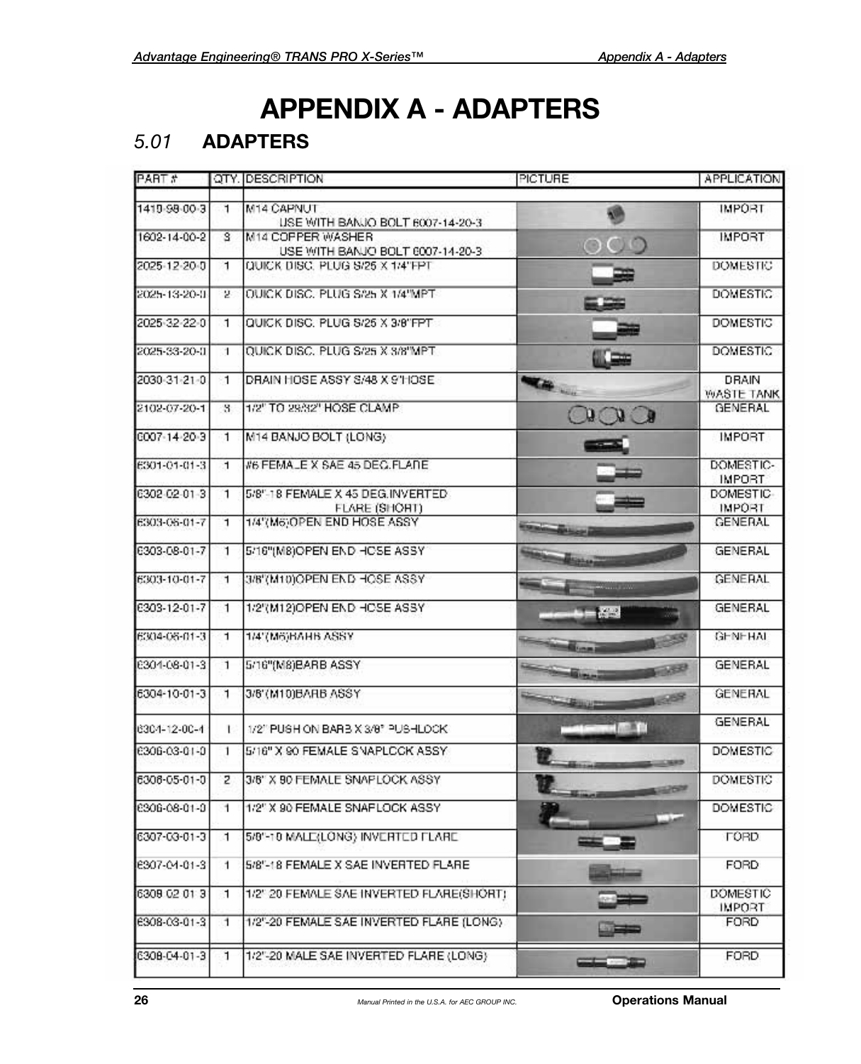# APPENDIX A - ADAPTERS

## *5.01* ADAPTERS

| PART # | QTY. | DESCRIPTION | PICTURE | APPLICATION |
|---|---|---|---|---|
| 1410-98-00-3 | 1 | M14 CAPNUT<br>USE WITH BANJO BOLT 6007-14-20-3 | | IMPORT |
| 1602-14-00-2 | 3 | M14 COPPER WASHER<br>USE WITH BANJO BOLT 6007-14-20-3 | | IMPORT |
| 2025-12-20-0 | 1 | QUICK DISC. PLUG S/25 X 1/4"FPT | | DOMESTIC |
| 2025-13-20-0 | 2 | QUICK DISC. PLUG S/25 X 1/4"MPT | | DOMESTIC |
| 2025-32-22-0 | 1 | QUICK DISC. PLUG S/25 X 3/8"FPT | | DOMESTIC |
| 2025-33-20-0 | 1 | QUICK DISC. PLUG S/25 X 3/8"MPT | | DOMESTIC |
| 2030-31-21-0 | 1 | DRAIN HOSE ASSY S/48 X 9'HOSE | | DRAIN WASTE TANK |
| 2102-07-20-1 | 3 | 1/2" TO 29/32" HOSE CLAMP | | GENERAL |
| 6007-14-20-3 | 1 | M14 BANJO BOLT (LONG) | | IMPORT |
| 6301-01-01-3 | 1 | #6 FEMALE X SAE 45 DEG.FLARE | | DOMESTIC-IMPORT |
| 6302-02-01-3 | 1 | 5/8"-18 FEMALE X 45 DEG.INVERTED FLARE (SHORT) | | DOMESTIC-IMPORT |
| 6303-06-01-7 | 1 | 1/4"(M6)OPEN END HOSE ASSY | | GENERAL |
| 6303-08-01-7 | 1 | 5/16"(M8)OPEN END HOSE ASSY | | GENERAL |
| 6303-10-01-7 | 1 | 3/8"(M10)OPEN END HOSE ASSY | | GENERAL |
| 6303-12-01-7 | 1 | 1/2"(M12)OPEN END HOSE ASSY | | GENERAL |
| 6304-06-01-3 | 1 | 1/4"(M6)BARB ASSY | | GENERAL |
| 6304-08-01-3 | 1 | 5/16"(M8)BARB ASSY | | GENERAL |
| 6304-10-01-3 | 1 | 3/8"(M10)BARB ASSY | | GENERAL |
| 6304-12-00-4 | 1 | 1/2" PUSH ON BARB X 3/8" PUSHLOCK | | GENERAL |
| 6306-03-01-0 | 1 | 5/16" X 90 FEMALE SNAPLOCK ASSY | | DOMESTIC |
| 6306-05-01-0 | 2 | 3/8" X 90 FEMALE SNAPLOCK ASSY | | DOMESTIC |
| 6306-08-01-0 | 1 | 1/2" X 90 FEMALE SNAPLOCK ASSY | | DOMESTIC |
| 6307-03-01-3 | 1 | 5/8"-18 MALE(LONG) INVERTED FLARE | | FORD |
| 6307-04-01-3 | 1 | 5/8"-18 FEMALE X SAE INVERTED FLARE | | FORD |
| 6308-02-01-3 | 1 | 1/2"-20 FEMALE SAE INVERTED FLARE(SHORT) | | DOMESTIC IMPORT |
| 6308-03-01-3 | 1 | 1/2"-20 FEMALE SAE INVERTED FLARE (LONG) | | FORD |
| 6308-04-01-3 | 1 | 1/2"-20 MALE SAE INVERTED FLARE (LONG) | | FORD |

Manual Printed in the U.S.A. for AEC GROUP INC.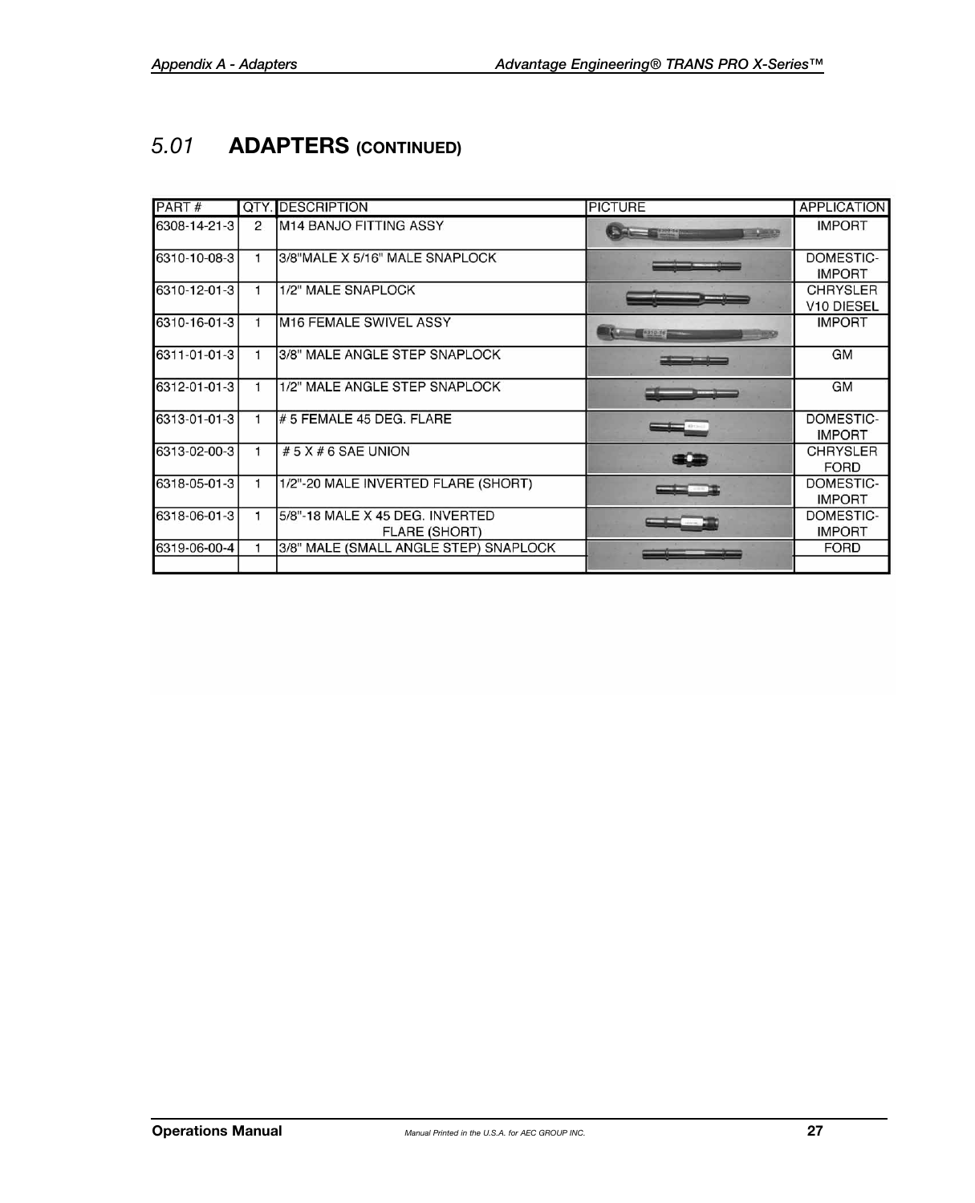## 5.01 ADAPTERS (CONTINUED)

| PART # | QTY. | DESCRIPTION | PICTURE | APPLICATION |
|---|---|---|---|---|
| 6308-14-21-3 | 2 | M14 BANJO FITTING ASSY | | IMPORT |
| 6310-10-08-3 | 1 | 3/8"MALE X 5/16" MALE SNAPLOCK | | DOMESTIC-IMPORT |
| 6310-12-01-3 | 1 | 1/2" MALE SNAPLOCK | | CHRYSLER V10 DIESEL |
| 6310-16-01-3 | 1 | M16 FEMALE SWIVEL ASSY | | IMPORT |
| 6311-01-01-3 | 1 | 3/8" MALE ANGLE STEP SNAPLOCK | | GM |
| 6312-01-01-3 | 1 | 1/2" MALE ANGLE STEP SNAPLOCK | | GM |
| 6313-01-01-3 | 1 | # 5 FEMALE 45 DEG. FLARE | | DOMESTIC-IMPORT |
| 6313-02-00-3 | 1 | # 5 X # 6 SAE UNION | | CHRYSLER FORD |
| 6318-05-01-3 | 1 | 1/2"-20 MALE INVERTED FLARE (SHORT) | | DOMESTIC-IMPORT |
| 6318-06-01-3 | 1 | 5/8"-18 MALE X 45 DEG. INVERTED FLARE (SHORT) | | DOMESTIC-IMPORT |
| 6319-06-00-4 | 1 | 3/8" MALE (SMALL ANGLE STEP) SNAPLOCK | | FORD |
| | | | | |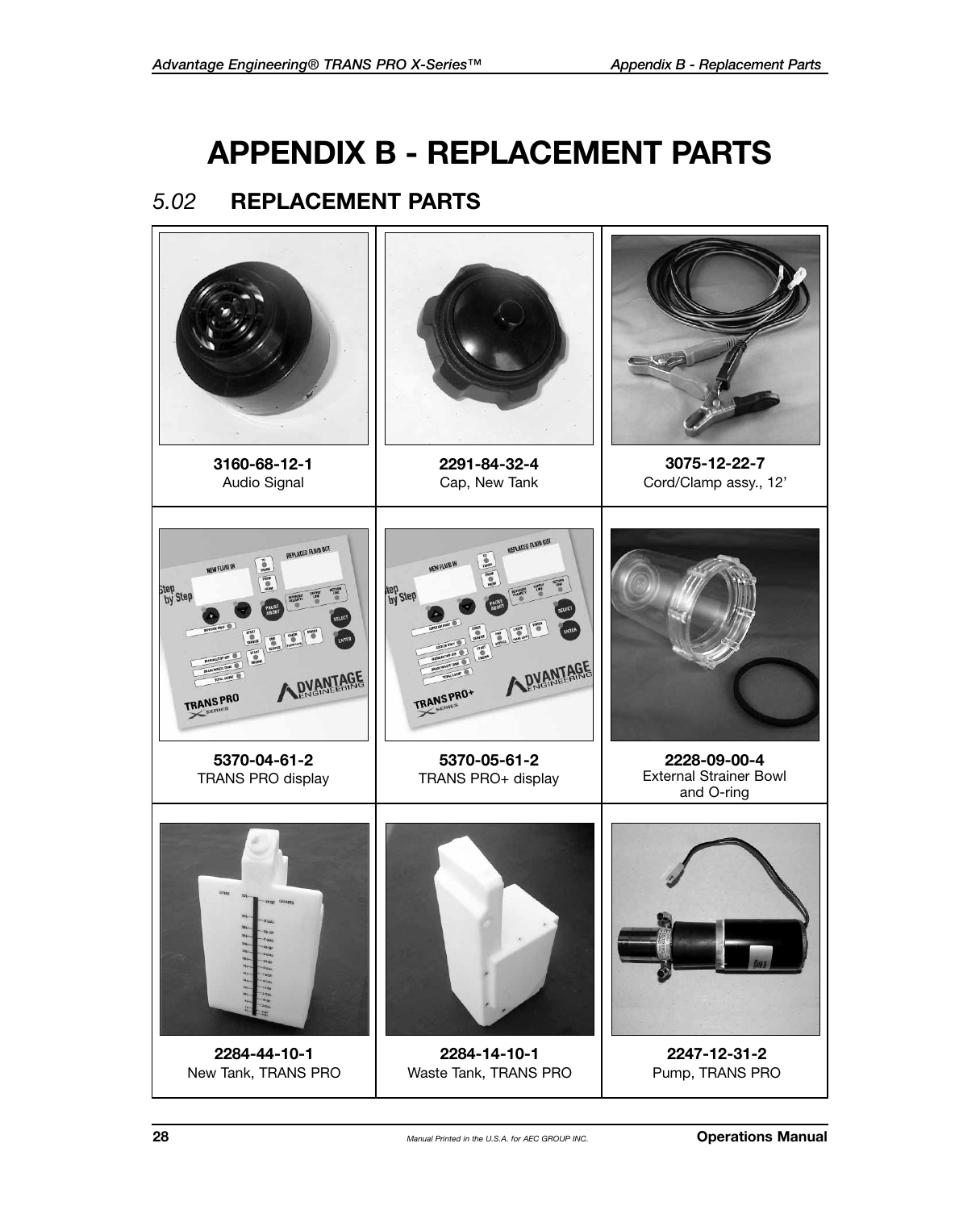# APPENDIX B - REPLACEMENT PARTS

## 5.02 REPLACEMENT PARTS

| | | |
|---|---|---|
| **3160-68-12-1**<br>Audio Signal | **2291-84-32-4**<br>Cap, New Tank | **3075-12-22-7**<br>Cord/Clamp assy., 12' |
| **5370-04-61-2**<br>TRANS PRO display | **5370-05-61-2**<br>TRANS PRO+ display | **2228-09-00-4**<br>External Strainer Bowl and O-ring |
| **2284-44-10-1**<br>New Tank, TRANS PRO | **2284-14-10-1**<br>Waste Tank, TRANS PRO | **2247-12-31-2**<br>Pump, TRANS PRO |

*Manual Printed in the U.S.A. for AEC GROUP INC.*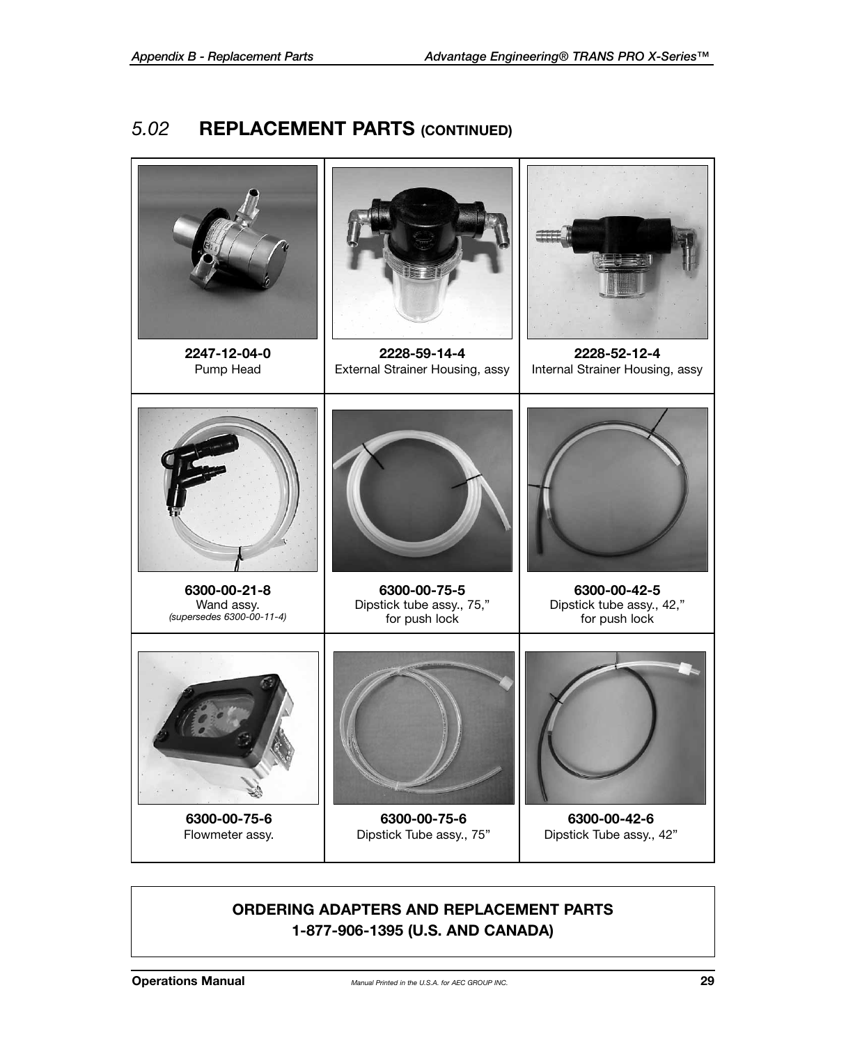# 5.02 REPLACEMENT PARTS (CONTINUED)

| | | |
|---|---|---|
| **2247-12-04-0**<br>Pump Head | **2228-59-14-4**<br>External Strainer Housing, assy | **2228-52-12-4**<br>Internal Strainer Housing, assy |
| **6300-00-21-8**<br>Wand assy.<br>*(supersedes 6300-00-11-4)* | **6300-00-75-5**<br>Dipstick tube assy., 75,"<br>for push lock | **6300-00-42-5**<br>Dipstick tube assy., 42,"<br>for push lock |
| **6300-00-75-6**<br>Flowmeter assy. | **6300-00-75-6**<br>Dipstick Tube assy., 75" | **6300-00-42-6**<br>Dipstick Tube assy., 42" |

**ORDERING ADAPTERS AND REPLACEMENT PARTS**
**1-877-906-1395 (U.S. AND CANADA)**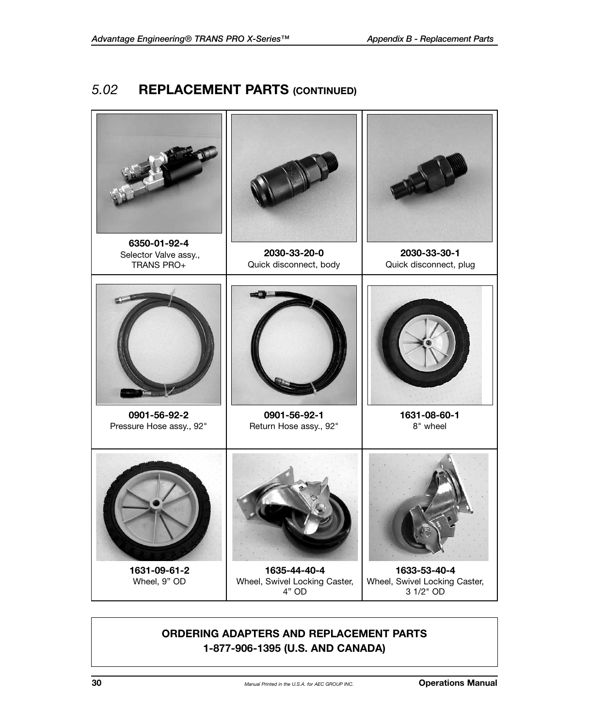## 5.02 REPLACEMENT PARTS (CONTINUED)

| | | |
|---|---|---|
| **6350-01-92-4**<br>Selector Valve assy.,<br>TRANS PRO+ | **2030-33-20-0**<br>Quick disconnect, body | **2030-33-30-1**<br>Quick disconnect, plug |
| **0901-56-92-2**<br>Pressure Hose assy., 92" | **0901-56-92-1**<br>Return Hose assy., 92" | **1631-08-60-1**<br>8" wheel |
| **1631-09-61-2**<br>Wheel, 9" OD | **1635-44-40-4**<br>Wheel, Swivel Locking Caster,<br>4" OD | **1633-53-40-4**<br>Wheel, Swivel Locking Caster,<br>3 1/2" OD |

**ORDERING ADAPTERS AND REPLACEMENT PARTS**
**1-877-906-1395 (U.S. AND CANADA)**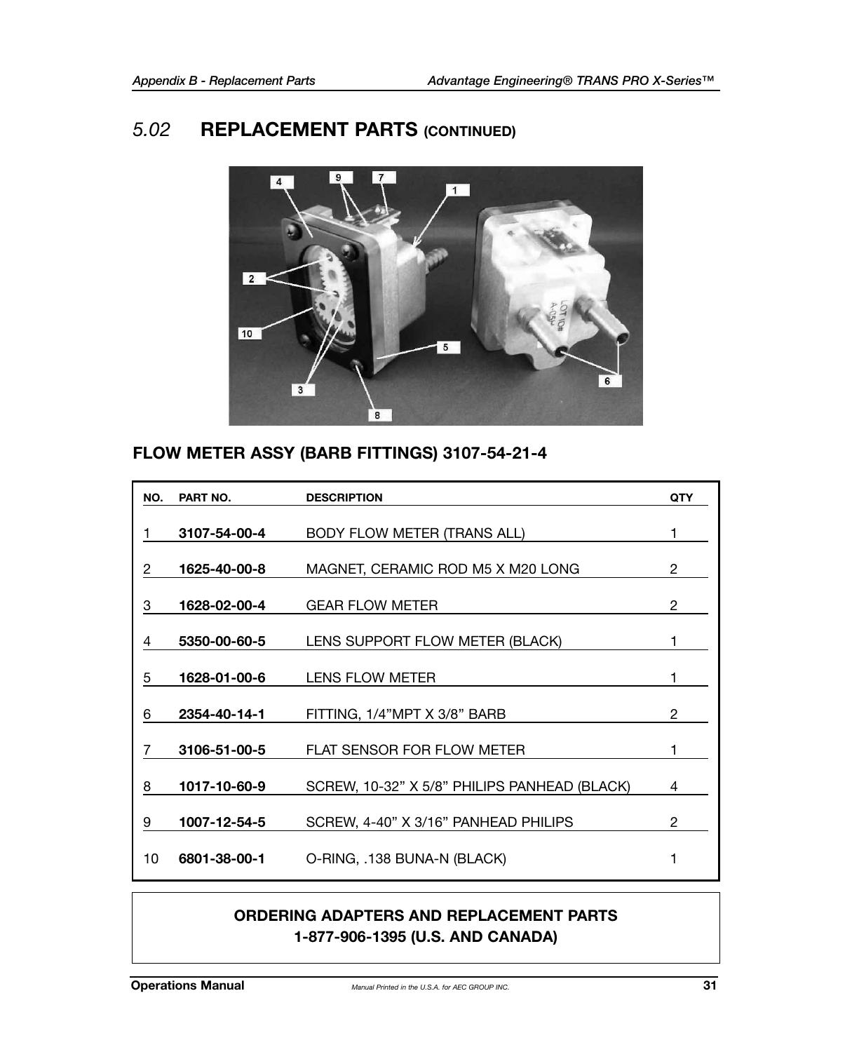## *5.02* REPLACEMENT PARTS (CONTINUED)

### FLOW METER ASSY (BARB FITTINGS) 3107-54-21-4

| NO. | PART NO. | DESCRIPTION | QTY |
|---|---|---|---|
| 1 | **3107-54-00-4** | BODY FLOW METER (TRANS ALL) | 1 |
| 2 | **1625-40-00-8** | MAGNET, CERAMIC ROD M5 X M20 LONG | 2 |
| 3 | **1628-02-00-4** | GEAR FLOW METER | 2 |
| 4 | **5350-00-60-5** | LENS SUPPORT FLOW METER (BLACK) | 1 |
| 5 | **1628-01-00-6** | LENS FLOW METER | 1 |
| 6 | **2354-40-14-1** | FITTING, 1/4"MPT X 3/8" BARB | 2 |
| 7 | **3106-51-00-5** | FLAT SENSOR FOR FLOW METER | 1 |
| 8 | **1017-10-60-9** | SCREW, 10-32" X 5/8" PHILIPS PANHEAD (BLACK) | 4 |
| 9 | **1007-12-54-5** | SCREW, 4-40" X 3/16" PANHEAD PHILIPS | 2 |
| 10 | **6801-38-00-1** | O-RING, .138 BUNA-N (BLACK) | 1 |

**ORDERING ADAPTERS AND REPLACEMENT PARTS**
**1-877-906-1395 (U.S. AND CANADA)**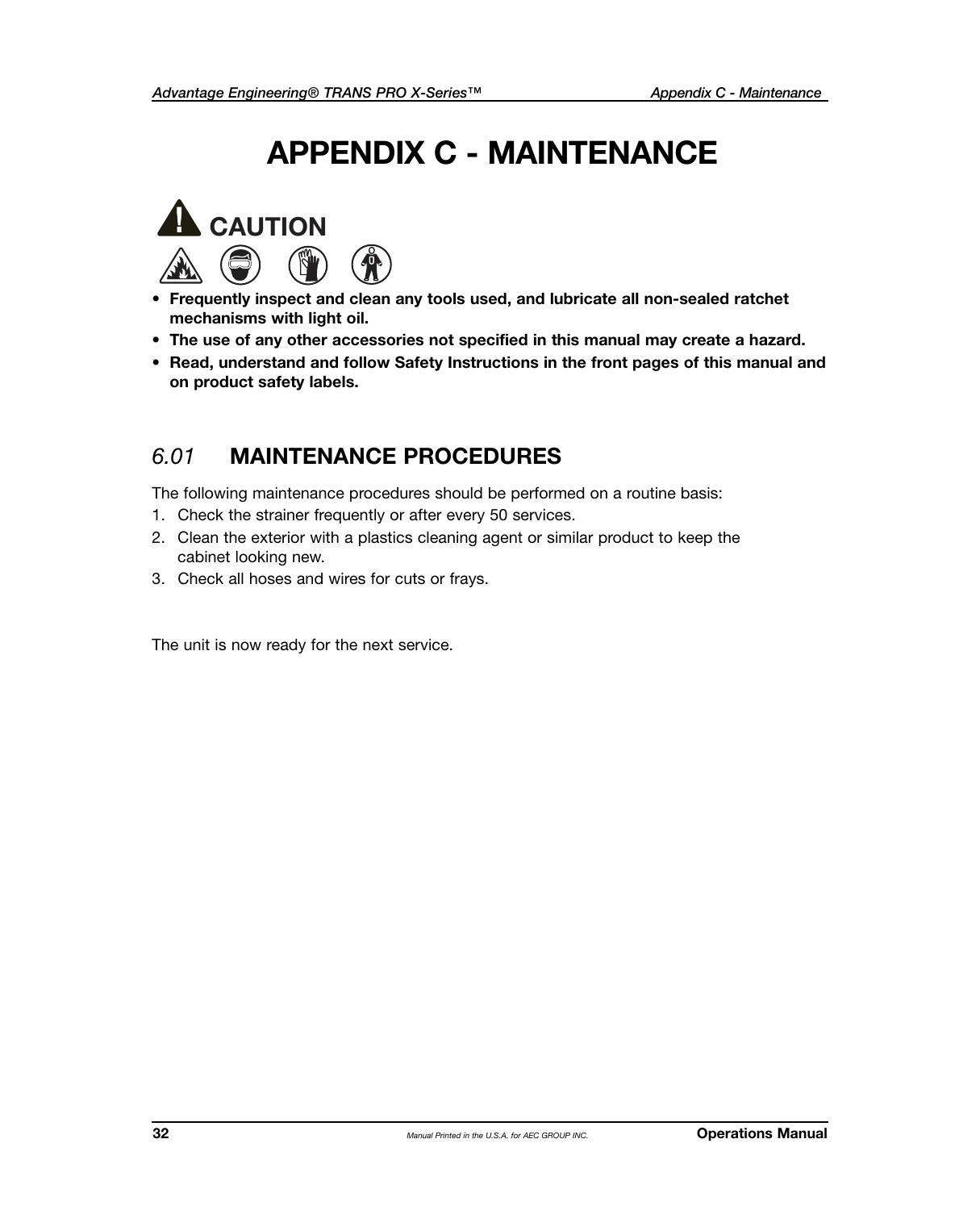# APPENDIX C - MAINTENANCE

**CAUTION**

- **Frequently inspect and clean any tools used, and lubricate all non-sealed ratchet mechanisms with light oil.**
- **The use of any other accessories not specified in this manual may create a hazard.**
- **Read, understand and follow Safety Instructions in the front pages of this manual and on product safety labels.**

## *6.01* MAINTENANCE PROCEDURES

The following maintenance procedures should be performed on a routine basis:

1. Check the strainer frequently or after every 50 services.
2. Clean the exterior with a plastics cleaning agent or similar product to keep the cabinet looking new.
3. Check all hoses and wires for cuts or frays.

The unit is now ready for the next service.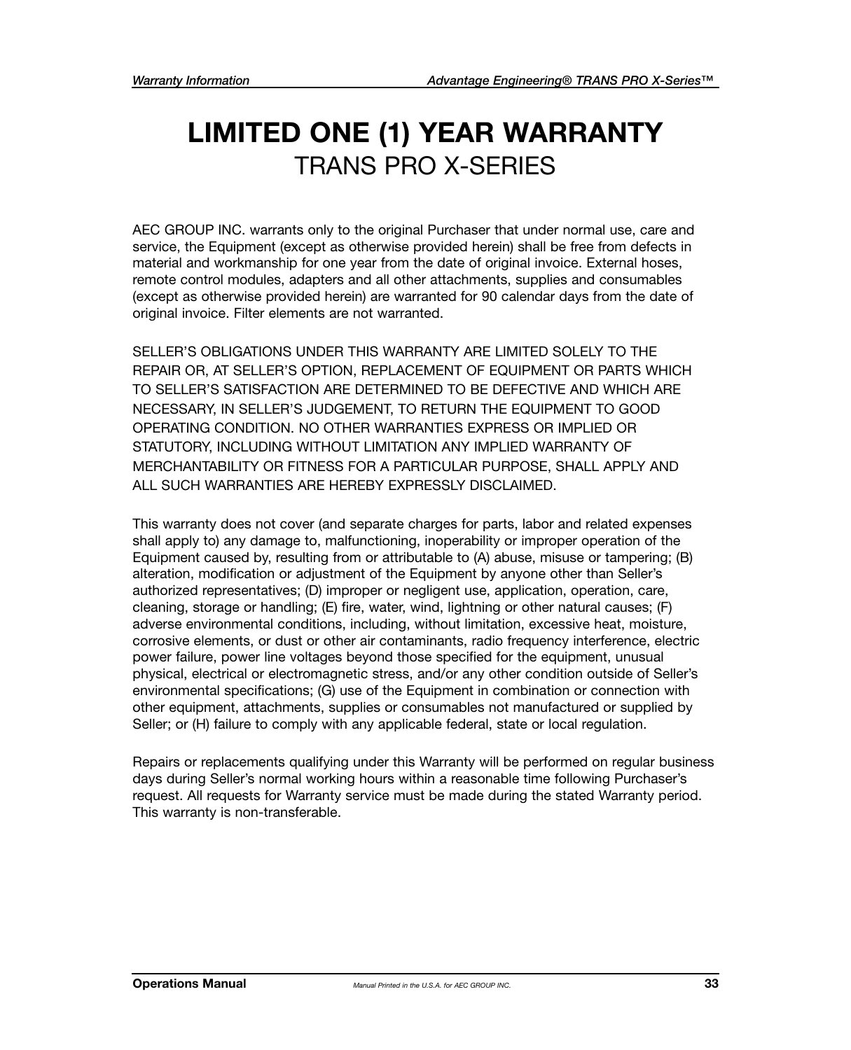# LIMITED ONE (1) YEAR WARRANTY
## TRANS PRO X-SERIES

AEC GROUP INC. warrants only to the original Purchaser that under normal use, care and service, the Equipment (except as otherwise provided herein) shall be free from defects in material and workmanship for one year from the date of original invoice. External hoses, remote control modules, adapters and all other attachments, supplies and consumables (except as otherwise provided herein) are warranted for 90 calendar days from the date of original invoice. Filter elements are not warranted.

SELLER'S OBLIGATIONS UNDER THIS WARRANTY ARE LIMITED SOLELY TO THE REPAIR OR, AT SELLER'S OPTION, REPLACEMENT OF EQUIPMENT OR PARTS WHICH TO SELLER'S SATISFACTION ARE DETERMINED TO BE DEFECTIVE AND WHICH ARE NECESSARY, IN SELLER'S JUDGEMENT, TO RETURN THE EQUIPMENT TO GOOD OPERATING CONDITION. NO OTHER WARRANTIES EXPRESS OR IMPLIED OR STATUTORY, INCLUDING WITHOUT LIMITATION ANY IMPLIED WARRANTY OF MERCHANTABILITY OR FITNESS FOR A PARTICULAR PURPOSE, SHALL APPLY AND ALL SUCH WARRANTIES ARE HEREBY EXPRESSLY DISCLAIMED.

This warranty does not cover (and separate charges for parts, labor and related expenses shall apply to) any damage to, malfunctioning, inoperability or improper operation of the Equipment caused by, resulting from or attributable to (A) abuse, misuse or tampering; (B) alteration, modification or adjustment of the Equipment by anyone other than Seller's authorized representatives; (D) improper or negligent use, application, operation, care, cleaning, storage or handling; (E) fire, water, wind, lightning or other natural causes; (F) adverse environmental conditions, including, without limitation, excessive heat, moisture, corrosive elements, or dust or other air contaminants, radio frequency interference, electric power failure, power line voltages beyond those specified for the equipment, unusual physical, electrical or electromagnetic stress, and/or any other condition outside of Seller's environmental specifications; (G) use of the Equipment in combination or connection with other equipment, attachments, supplies or consumables not manufactured or supplied by Seller; or (H) failure to comply with any applicable federal, state or local regulation.

Repairs or replacements qualifying under this Warranty will be performed on regular business days during Seller's normal working hours within a reasonable time following Purchaser's request. All requests for Warranty service must be made during the stated Warranty period. This warranty is non-transferable.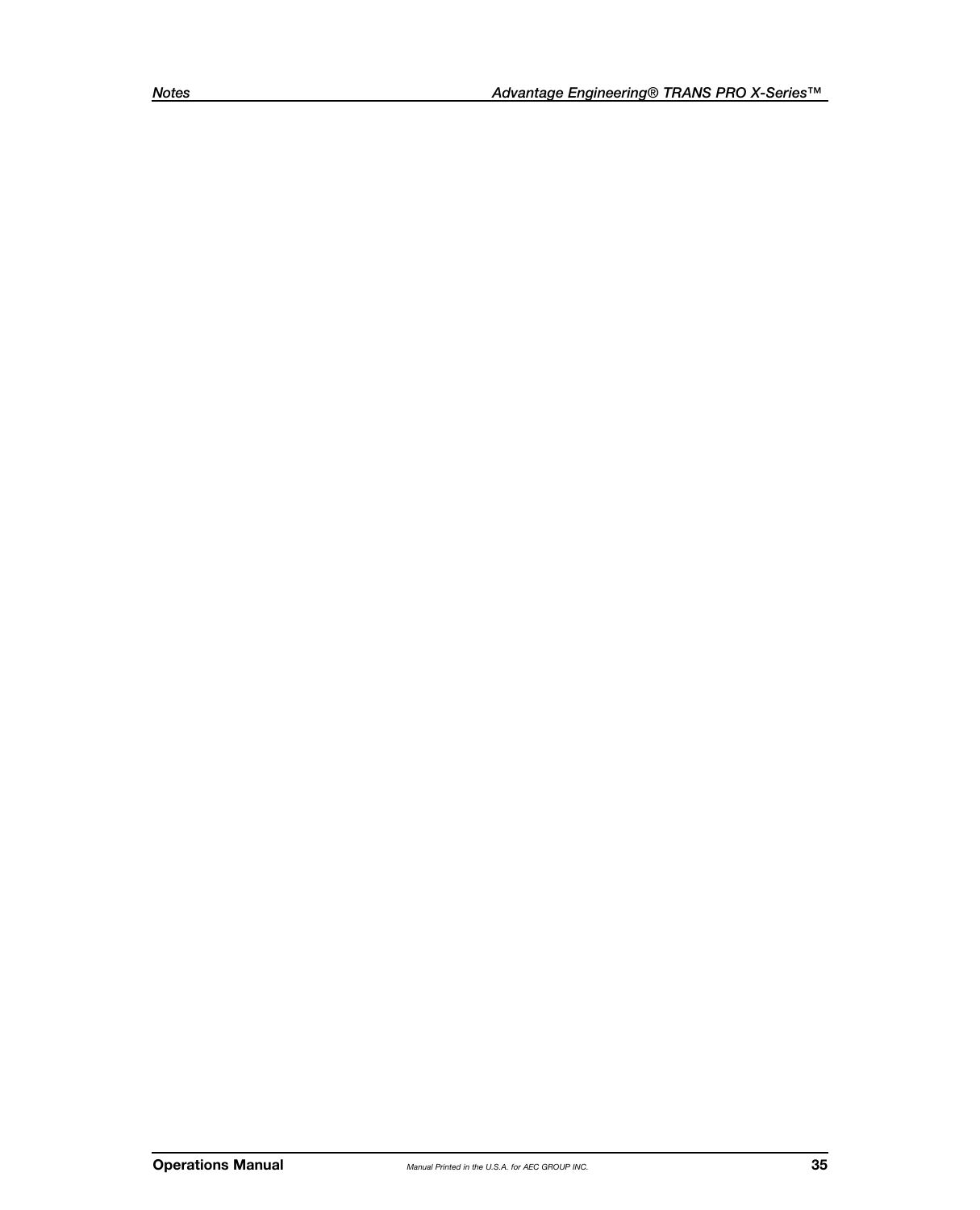# Notes